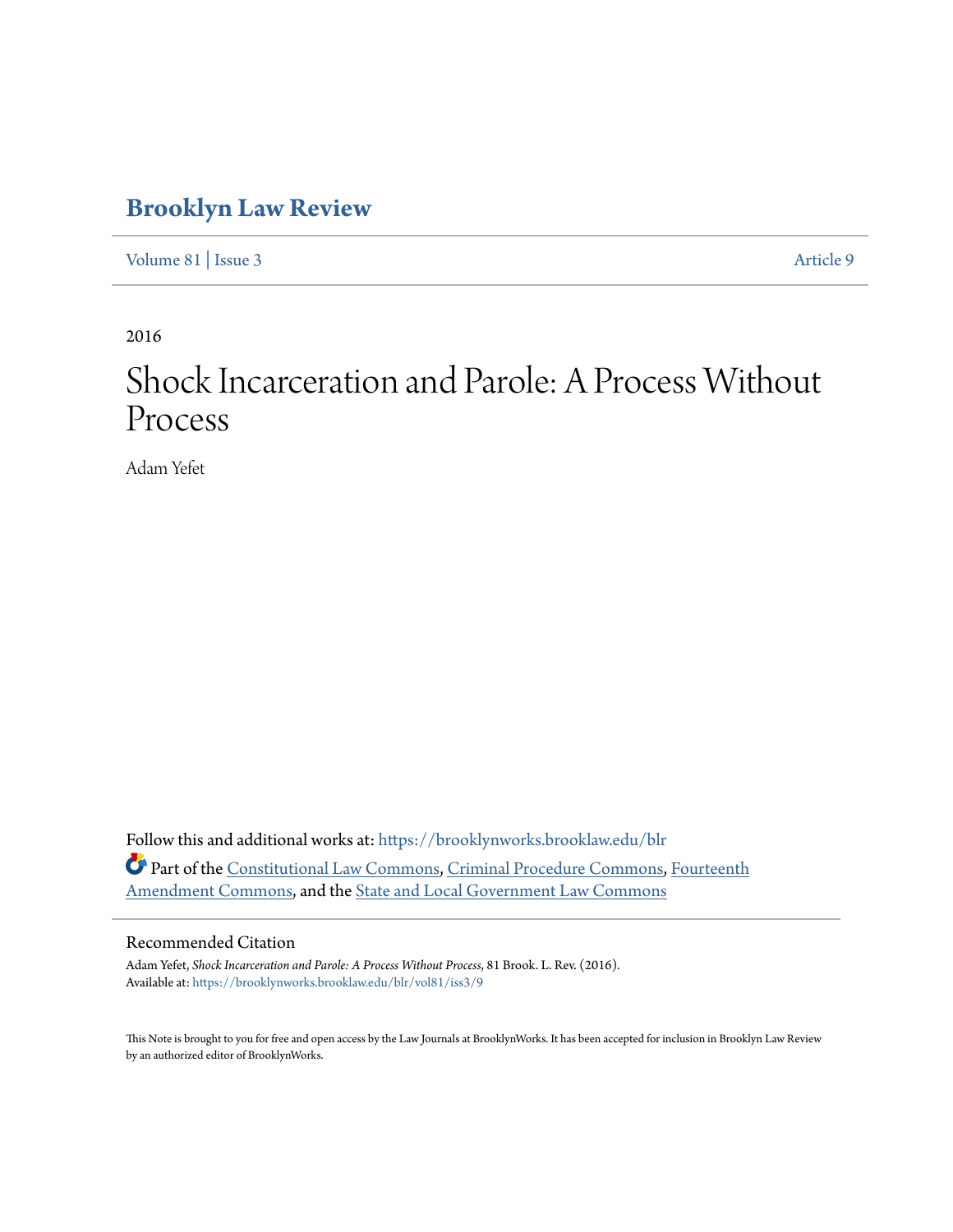# Brooklyn Law Review

Volume 81 | Issue 3 Article 9

2016

# Shock Incarceration and Parole: A Process Without Process

Adam Yefet

Follow this and additional works at: https://brooklynworks.brooklaw.edu/blr

Part of the Constitutional Law Commons, Criminal Procedure Commons, Fourteenth Amendment Commons, and the State and Local Government Law Commons

## Recommended Citation

Adam Yefet, *Shock Incarceration and Parole: A Process Without Process*, 81 Brook. L. Rev. (2016).
Available at: https://brooklynworks.brooklaw.edu/blr/vol81/iss3/9

This Note is brought to you for free and open access by the Law Journals at BrooklynWorks. It has been accepted for inclusion in Brooklyn Law Review by an authorized editor of BrooklynWorks.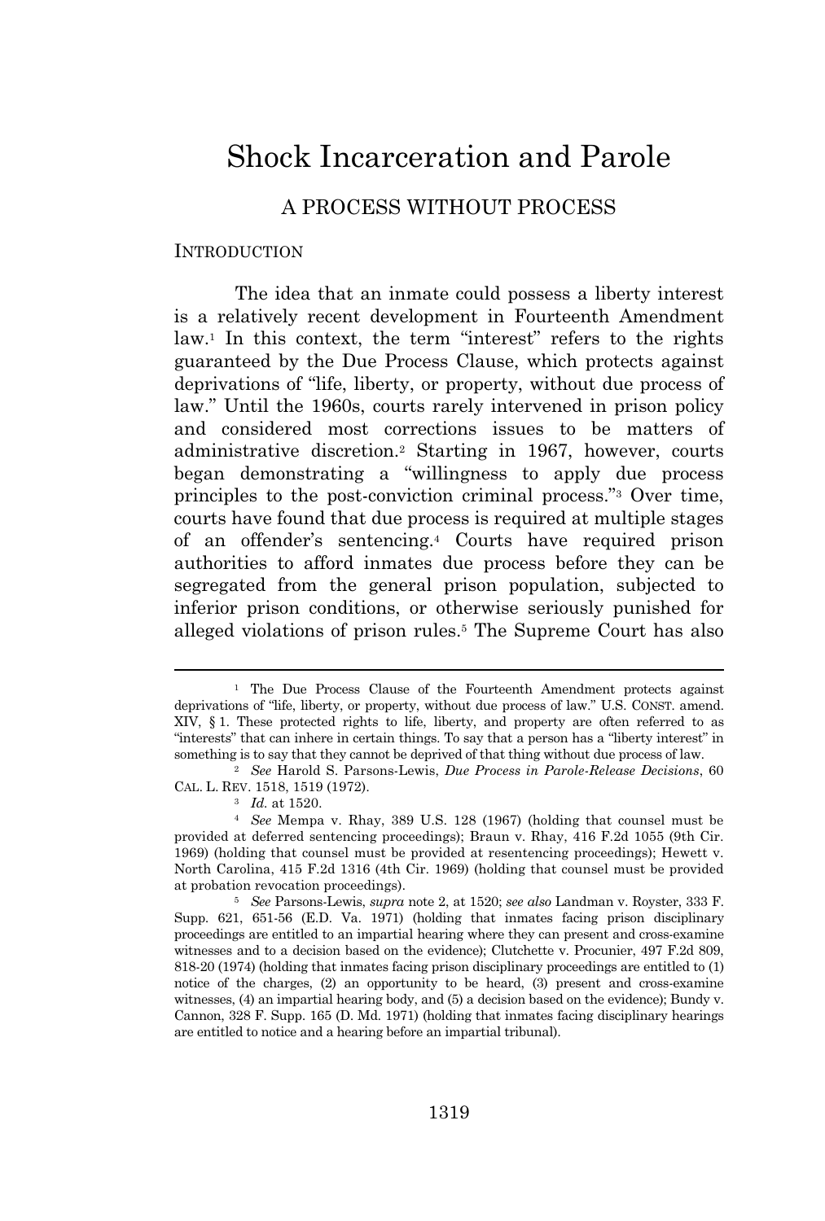# Shock Incarceration and Parole

## A PROCESS WITHOUT PROCESS

### INTRODUCTION

The idea that an inmate could possess a liberty interest is a relatively recent development in Fourteenth Amendment law.[1] In this context, the term "interest" refers to the rights guaranteed by the Due Process Clause, which protects against deprivations of "life, liberty, or property, without due process of law." Until the 1960s, courts rarely intervened in prison policy and considered most corrections issues to be matters of administrative discretion.[2] Starting in 1967, however, courts began demonstrating a "willingness to apply due process principles to the post-conviction criminal process."[3] Over time, courts have found that due process is required at multiple stages of an offender's sentencing.[4] Courts have required prison authorities to afford inmates due process before they can be segregated from the general prison population, subjected to inferior prison conditions, or otherwise seriously punished for alleged violations of prison rules.[5] The Supreme Court has also

---

[1] The Due Process Clause of the Fourteenth Amendment protects against deprivations of "life, liberty, or property, without due process of law." U.S. CONST. amend. XIV, § 1. These protected rights to life, liberty, and property are often referred to as "interests" that can inhere in certain things. To say that a person has a "liberty interest" in something is to say that they cannot be deprived of that thing without due process of law.

[2] *See* Harold S. Parsons-Lewis, *Due Process in Parole-Release Decisions*, 60 CAL. L. REV. 1518, 1519 (1972).

[3] *Id.* at 1520.

[4] *See* Mempa v. Rhay, 389 U.S. 128 (1967) (holding that counsel must be provided at deferred sentencing proceedings); Braun v. Rhay, 416 F.2d 1055 (9th Cir. 1969) (holding that counsel must be provided at resentencing proceedings); Hewett v. North Carolina, 415 F.2d 1316 (4th Cir. 1969) (holding that counsel must be provided at probation revocation proceedings).

[5] *See* Parsons-Lewis, *supra* note 2, at 1520; *see also* Landman v. Royster, 333 F. Supp. 621, 651-56 (E.D. Va. 1971) (holding that inmates facing prison disciplinary proceedings are entitled to an impartial hearing where they can present and cross-examine witnesses and to a decision based on the evidence); Clutchette v. Procunier, 497 F.2d 809, 818-20 (1974) (holding that inmates facing prison disciplinary proceedings are entitled to (1) notice of the charges, (2) an opportunity to be heard, (3) present and cross-examine witnesses, (4) an impartial hearing body, and (5) a decision based on the evidence); Bundy v. Cannon, 328 F. Supp. 165 (D. Md. 1971) (holding that inmates facing disciplinary hearings are entitled to notice and a hearing before an impartial tribunal).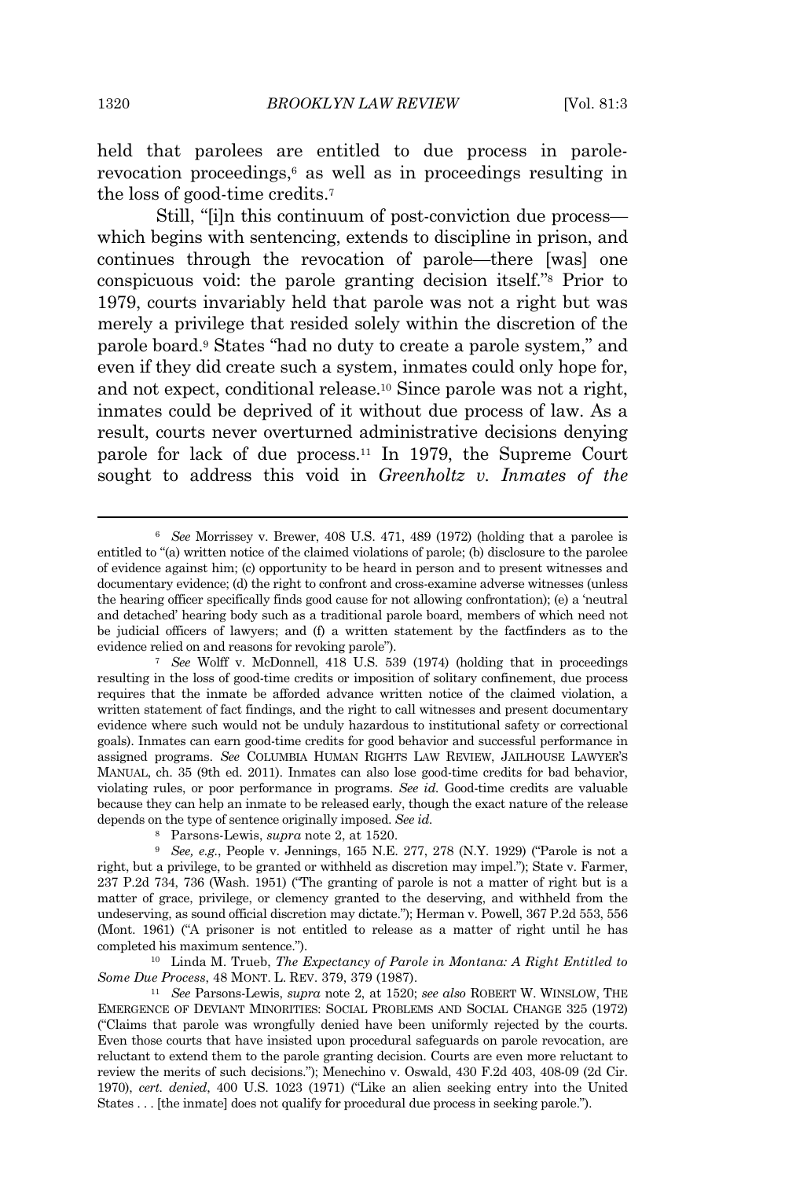held that parolees are entitled to due process in parole-revocation proceedings,[6] as well as in proceedings resulting in the loss of good-time credits.[7]

Still, "[i]n this continuum of post-conviction due process—which begins with sentencing, extends to discipline in prison, and continues through the revocation of parole—there [was] one conspicuous void: the parole granting decision itself."[8] Prior to 1979, courts invariably held that parole was not a right but was merely a privilege that resided solely within the discretion of the parole board.[9] States "had no duty to create a parole system," and even if they did create such a system, inmates could only hope for, and not expect, conditional release.[10] Since parole was not a right, inmates could be deprived of it without due process of law. As a result, courts never overturned administrative decisions denying parole for lack of due process.[11] In 1979, the Supreme Court sought to address this void in *Greenholtz v. Inmates of the*

---

[6] *See* Morrissey v. Brewer, 408 U.S. 471, 489 (1972) (holding that a parolee is entitled to "(a) written notice of the claimed violations of parole; (b) disclosure to the parolee of evidence against him; (c) opportunity to be heard in person and to present witnesses and documentary evidence; (d) the right to confront and cross-examine adverse witnesses (unless the hearing officer specifically finds good cause for not allowing confrontation); (e) a 'neutral and detached' hearing body such as a traditional parole board, members of which need not be judicial officers of lawyers; and (f) a written statement by the factfinders as to the evidence relied on and reasons for revoking parole").

[7] *See* Wolff v. McDonnell, 418 U.S. 539 (1974) (holding that in proceedings resulting in the loss of good-time credits or imposition of solitary confinement, due process requires that the inmate be afforded advance written notice of the claimed violation, a written statement of fact findings, and the right to call witnesses and present documentary evidence where such would not be unduly hazardous to institutional safety or correctional goals). Inmates can earn good-time credits for good behavior and successful performance in assigned programs. *See* COLUMBIA HUMAN RIGHTS LAW REVIEW, JAILHOUSE LAWYER'S MANUAL, ch. 35 (9th ed. 2011). Inmates can also lose good-time credits for bad behavior, violating rules, or poor performance in programs. *See id.* Good-time credits are valuable because they can help an inmate to be released early, though the exact nature of the release depends on the type of sentence originally imposed. *See id.*

[8] Parsons-Lewis, *supra* note 2, at 1520.

[9] *See, e.g.*, People v. Jennings, 165 N.E. 277, 278 (N.Y. 1929) ("Parole is not a right, but a privilege, to be granted or withheld as discretion may impel."); State v. Farmer, 237 P.2d 734, 736 (Wash. 1951) ("The granting of parole is not a matter of right but is a matter of grace, privilege, or clemency granted to the deserving, and withheld from the undeserving, as sound official discretion may dictate."); Herman v. Powell, 367 P.2d 553, 556 (Mont. 1961) ("A prisoner is not entitled to release as a matter of right until he has completed his maximum sentence.").

[10] Linda M. Trueb, *The Expectancy of Parole in Montana: A Right Entitled to Some Due Process*, 48 MONT. L. REV. 379, 379 (1987).

[11] *See* Parsons-Lewis, *supra* note 2, at 1520; *see also* ROBERT W. WINSLOW, THE EMERGENCE OF DEVIANT MINORITIES: SOCIAL PROBLEMS AND SOCIAL CHANGE 325 (1972) ("Claims that parole was wrongfully denied have been uniformly rejected by the courts. Even those courts that have insisted upon procedural safeguards on parole revocation, are reluctant to extend them to the parole granting decision. Courts are even more reluctant to review the merits of such decisions."); Menechino v. Oswald, 430 F.2d 403, 408-09 (2d Cir. 1970), *cert. denied*, 400 U.S. 1023 (1971) ("Like an alien seeking entry into the United States . . . [the inmate] does not qualify for procedural due process in seeking parole.").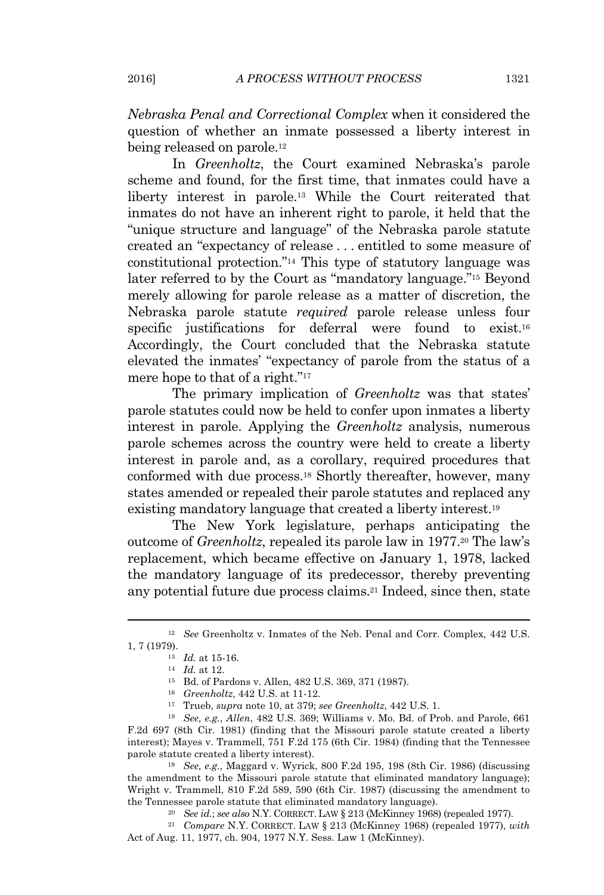*Nebraska Penal and Correctional Complex* when it considered the question of whether an inmate possessed a liberty interest in being released on parole.[12]

In *Greenholtz*, the Court examined Nebraska's parole scheme and found, for the first time, that inmates could have a liberty interest in parole.[13] While the Court reiterated that inmates do not have an inherent right to parole, it held that the "unique structure and language" of the Nebraska parole statute created an "expectancy of release . . . entitled to some measure of constitutional protection."[14] This type of statutory language was later referred to by the Court as "mandatory language."[15] Beyond merely allowing for parole release as a matter of discretion, the Nebraska parole statute *required* parole release unless four specific justifications for deferral were found to exist.[16] Accordingly, the Court concluded that the Nebraska statute elevated the inmates' "expectancy of parole from the status of a mere hope to that of a right."[17]

The primary implication of *Greenholtz* was that states' parole statutes could now be held to confer upon inmates a liberty interest in parole. Applying the *Greenholtz* analysis, numerous parole schemes across the country were held to create a liberty interest in parole and, as a corollary, required procedures that conformed with due process.[18] Shortly thereafter, however, many states amended or repealed their parole statutes and replaced any existing mandatory language that created a liberty interest.[19]

The New York legislature, perhaps anticipating the outcome of *Greenholtz*, repealed its parole law in 1977.[20] The law's replacement, which became effective on January 1, 1978, lacked the mandatory language of its predecessor, thereby preventing any potential future due process claims.[21] Indeed, since then, state

---

[12] *See* Greenholtz v. Inmates of the Neb. Penal and Corr. Complex, 442 U.S. 1, 7 (1979).

[13] *Id.* at 15-16.

[14] *Id.* at 12.

[15] Bd. of Pardons v. Allen, 482 U.S. 369, 371 (1987).

[16] *Greenholtz*, 442 U.S. at 11-12.

[17] Trueb, *supra* note 10, at 379; *see Greenholtz*, 442 U.S. 1.

[18] *See, e.g.*, *Allen*, 482 U.S. 369; Williams v. Mo. Bd. of Prob. and Parole, 661 F.2d 697 (8th Cir. 1981) (finding that the Missouri parole statute created a liberty interest); Mayes v. Trammell, 751 F.2d 175 (6th Cir. 1984) (finding that the Tennessee parole statute created a liberty interest).

[19] *See, e.g.*, Maggard v. Wyrick, 800 F.2d 195, 198 (8th Cir. 1986) (discussing the amendment to the Missouri parole statute that eliminated mandatory language); Wright v. Trammell, 810 F.2d 589, 590 (6th Cir. 1987) (discussing the amendment to the Tennessee parole statute that eliminated mandatory language).

[20] *See id.*; *see also* N.Y. CORRECT. LAW § 213 (McKinney 1968) (repealed 1977).

[21] *Compare* N.Y. CORRECT. LAW § 213 (McKinney 1968) (repealed 1977), *with* Act of Aug. 11, 1977, ch. 904, 1977 N.Y. Sess. Law 1 (McKinney).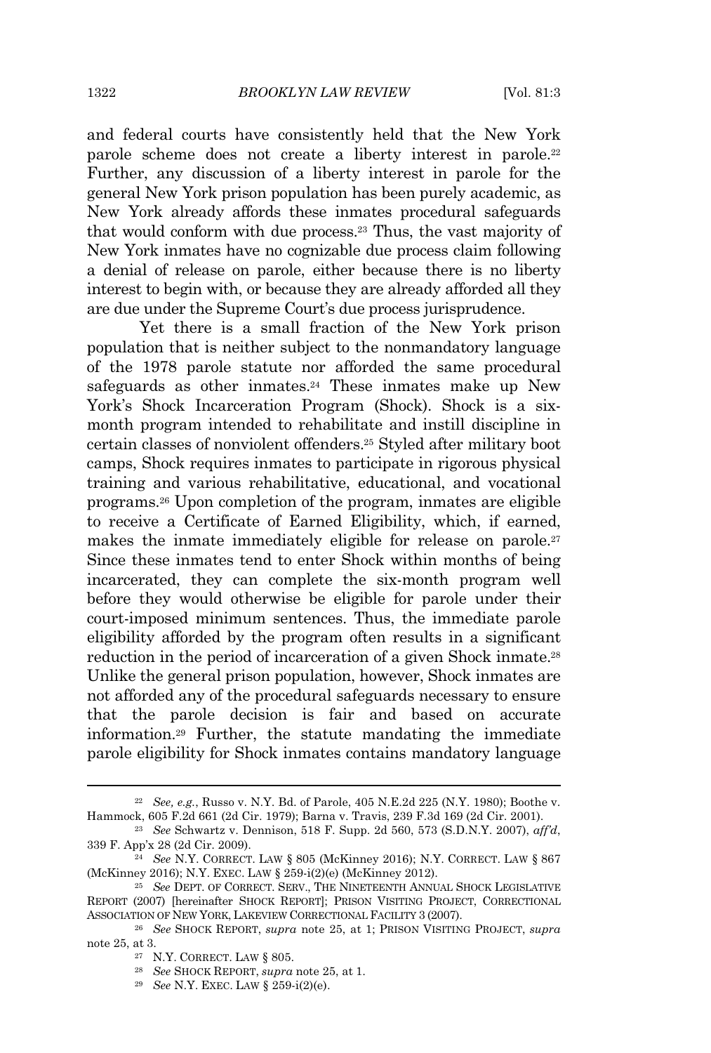and federal courts have consistently held that the New York parole scheme does not create a liberty interest in parole.[22] Further, any discussion of a liberty interest in parole for the general New York prison population has been purely academic, as New York already affords these inmates procedural safeguards that would conform with due process.[23] Thus, the vast majority of New York inmates have no cognizable due process claim following a denial of release on parole, either because there is no liberty interest to begin with, or because they are already afforded all they are due under the Supreme Court's due process jurisprudence.

Yet there is a small fraction of the New York prison population that is neither subject to the nonmandatory language of the 1978 parole statute nor afforded the same procedural safeguards as other inmates.[24] These inmates make up New York's Shock Incarceration Program (Shock). Shock is a six-month program intended to rehabilitate and instill discipline in certain classes of nonviolent offenders.[25] Styled after military boot camps, Shock requires inmates to participate in rigorous physical training and various rehabilitative, educational, and vocational programs.[26] Upon completion of the program, inmates are eligible to receive a Certificate of Earned Eligibility, which, if earned, makes the inmate immediately eligible for release on parole.[27] Since these inmates tend to enter Shock within months of being incarcerated, they can complete the six-month program well before they would otherwise be eligible for parole under their court-imposed minimum sentences. Thus, the immediate parole eligibility afforded by the program often results in a significant reduction in the period of incarceration of a given Shock inmate.[28] Unlike the general prison population, however, Shock inmates are not afforded any of the procedural safeguards necessary to ensure that the parole decision is fair and based on accurate information.[29] Further, the statute mandating the immediate parole eligibility for Shock inmates contains mandatory language

---

[22] *See, e.g.*, Russo v. N.Y. Bd. of Parole, 405 N.E.2d 225 (N.Y. 1980); Boothe v. Hammock, 605 F.2d 661 (2d Cir. 1979); Barna v. Travis, 239 F.3d 169 (2d Cir. 2001).

[23] *See* Schwartz v. Dennison, 518 F. Supp. 2d 560, 573 (S.D.N.Y. 2007), *aff'd*, 339 F. App'x 28 (2d Cir. 2009).

[24] *See* N.Y. CORRECT. LAW § 805 (McKinney 2016); N.Y. CORRECT. LAW § 867 (McKinney 2016); N.Y. EXEC. LAW § 259-i(2)(e) (McKinney 2012).

[25] *See* DEPT. OF CORRECT. SERV., THE NINETEENTH ANNUAL SHOCK LEGISLATIVE REPORT (2007) [hereinafter SHOCK REPORT]; PRISON VISITING PROJECT, CORRECTIONAL ASSOCIATION OF NEW YORK, LAKEVIEW CORRECTIONAL FACILITY 3 (2007).

[26] *See* SHOCK REPORT, *supra* note 25, at 1; PRISON VISITING PROJECT, *supra* note 25, at 3.

[27] N.Y. CORRECT. LAW § 805.

[28] *See* SHOCK REPORT, *supra* note 25, at 1.

[29] *See* N.Y. EXEC. LAW § 259-i(2)(e).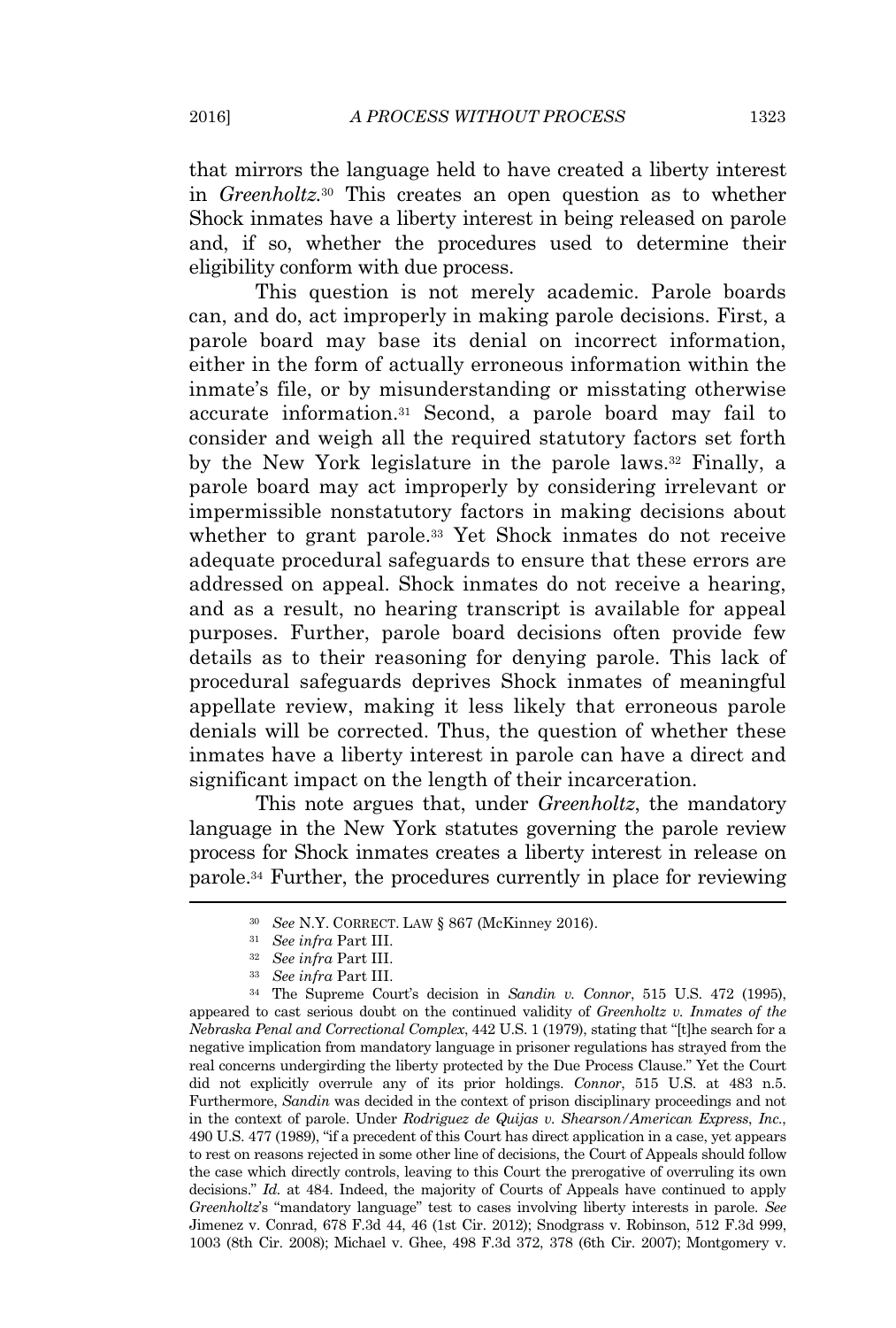that mirrors the language held to have created a liberty interest in *Greenholtz*.[30] This creates an open question as to whether Shock inmates have a liberty interest in being released on parole and, if so, whether the procedures used to determine their eligibility conform with due process.

This question is not merely academic. Parole boards can, and do, act improperly in making parole decisions. First, a parole board may base its denial on incorrect information, either in the form of actually erroneous information within the inmate's file, or by misunderstanding or misstating otherwise accurate information.[31] Second, a parole board may fail to consider and weigh all the required statutory factors set forth by the New York legislature in the parole laws.[32] Finally, a parole board may act improperly by considering irrelevant or impermissible nonstatutory factors in making decisions about whether to grant parole.[33] Yet Shock inmates do not receive adequate procedural safeguards to ensure that these errors are addressed on appeal. Shock inmates do not receive a hearing, and as a result, no hearing transcript is available for appeal purposes. Further, parole board decisions often provide few details as to their reasoning for denying parole. This lack of procedural safeguards deprives Shock inmates of meaningful appellate review, making it less likely that erroneous parole denials will be corrected. Thus, the question of whether these inmates have a liberty interest in parole can have a direct and significant impact on the length of their incarceration.

This note argues that, under *Greenholtz*, the mandatory language in the New York statutes governing the parole review process for Shock inmates creates a liberty interest in release on parole.[34] Further, the procedures currently in place for reviewing

---

[30] *See* N.Y. CORRECT. LAW § 867 (McKinney 2016).

[31] *See infra* Part III.

[32] *See infra* Part III.

[33] *See infra* Part III.

[34] The Supreme Court's decision in *Sandin v. Connor*, 515 U.S. 472 (1995), appeared to cast serious doubt on the continued validity of *Greenholtz v. Inmates of the Nebraska Penal and Correctional Complex*, 442 U.S. 1 (1979), stating that "[t]he search for a negative implication from mandatory language in prisoner regulations has strayed from the real concerns undergirding the liberty protected by the Due Process Clause." Yet the Court did not explicitly overrule any of its prior holdings. *Connor*, 515 U.S. at 483 n.5. Furthermore, *Sandin* was decided in the context of prison disciplinary proceedings and not in the context of parole. Under *Rodriguez de Quijas v. Shearson/American Express, Inc.*, 490 U.S. 477 (1989), "if a precedent of this Court has direct application in a case, yet appears to rest on reasons rejected in some other line of decisions, the Court of Appeals should follow the case which directly controls, leaving to this Court the prerogative of overruling its own decisions." *Id.* at 484. Indeed, the majority of Courts of Appeals have continued to apply *Greenholtz*'s "mandatory language" test to cases involving liberty interests in parole. *See* Jimenez v. Conrad, 678 F.3d 44, 46 (1st Cir. 2012); Snodgrass v. Robinson, 512 F.3d 999, 1003 (8th Cir. 2008); Michael v. Ghee, 498 F.3d 372, 378 (6th Cir. 2007); Montgomery v.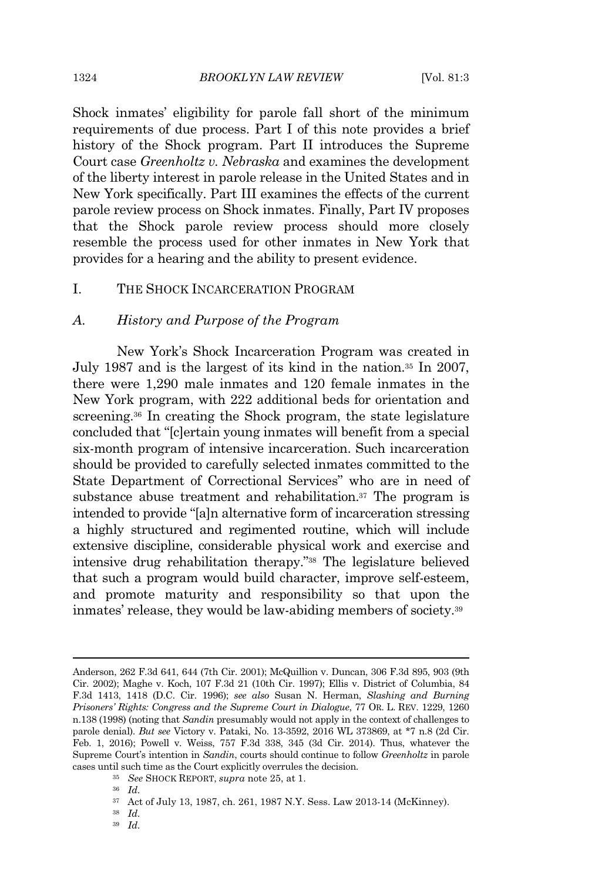Shock inmates' eligibility for parole fall short of the minimum requirements of due process. Part I of this note provides a brief history of the Shock program. Part II introduces the Supreme Court case *Greenholtz v. Nebraska* and examines the development of the liberty interest in parole release in the United States and in New York specifically. Part III examines the effects of the current parole review process on Shock inmates. Finally, Part IV proposes that the Shock parole review process should more closely resemble the process used for other inmates in New York that provides for a hearing and the ability to present evidence.

## I. THE SHOCK INCARCERATION PROGRAM

### A. *History and Purpose of the Program*

New York's Shock Incarceration Program was created in July 1987 and is the largest of its kind in the nation.[35] In 2007, there were 1,290 male inmates and 120 female inmates in the New York program, with 222 additional beds for orientation and screening.[36] In creating the Shock program, the state legislature concluded that "[c]ertain young inmates will benefit from a special six-month program of intensive incarceration. Such incarceration should be provided to carefully selected inmates committed to the State Department of Correctional Services" who are in need of substance abuse treatment and rehabilitation.[37] The program is intended to provide "[a]n alternative form of incarceration stressing a highly structured and regimented routine, which will include extensive discipline, considerable physical work and exercise and intensive drug rehabilitation therapy."[38] The legislature believed that such a program would build character, improve self-esteem, and promote maturity and responsibility so that upon the inmates' release, they would be law-abiding members of society.[39]

---

Anderson, 262 F.3d 641, 644 (7th Cir. 2001); McQuillion v. Duncan, 306 F.3d 895, 903 (9th Cir. 2002); Maghe v. Koch, 107 F.3d 21 (10th Cir. 1997); Ellis v. District of Columbia, 84 F.3d 1413, 1418 (D.C. Cir. 1996); *see also* Susan N. Herman, *Slashing and Burning Prisoners' Rights: Congress and the Supreme Court in Dialogue*, 77 OR. L. REV. 1229, 1260 n.138 (1998) (noting that *Sandin* presumably would not apply in the context of challenges to parole denial). *But see* Victory v. Pataki, No. 13-3592, 2016 WL 373869, at *7 n.8 (2d Cir. Feb. 1, 2016); Powell v. Weiss, 757 F.3d 338, 345 (3d Cir. 2014). Thus, whatever the Supreme Court's intention in *Sandin*, courts should continue to follow *Greenholtz* in parole cases until such time as the Court explicitly overrules the decision.

[35] *See* SHOCK REPORT, *supra* note 25, at 1.

[36] *Id.*

[37] Act of July 13, 1987, ch. 261, 1987 N.Y. Sess. Law 2013-14 (McKinney).

[38] *Id.*

[39] *Id.*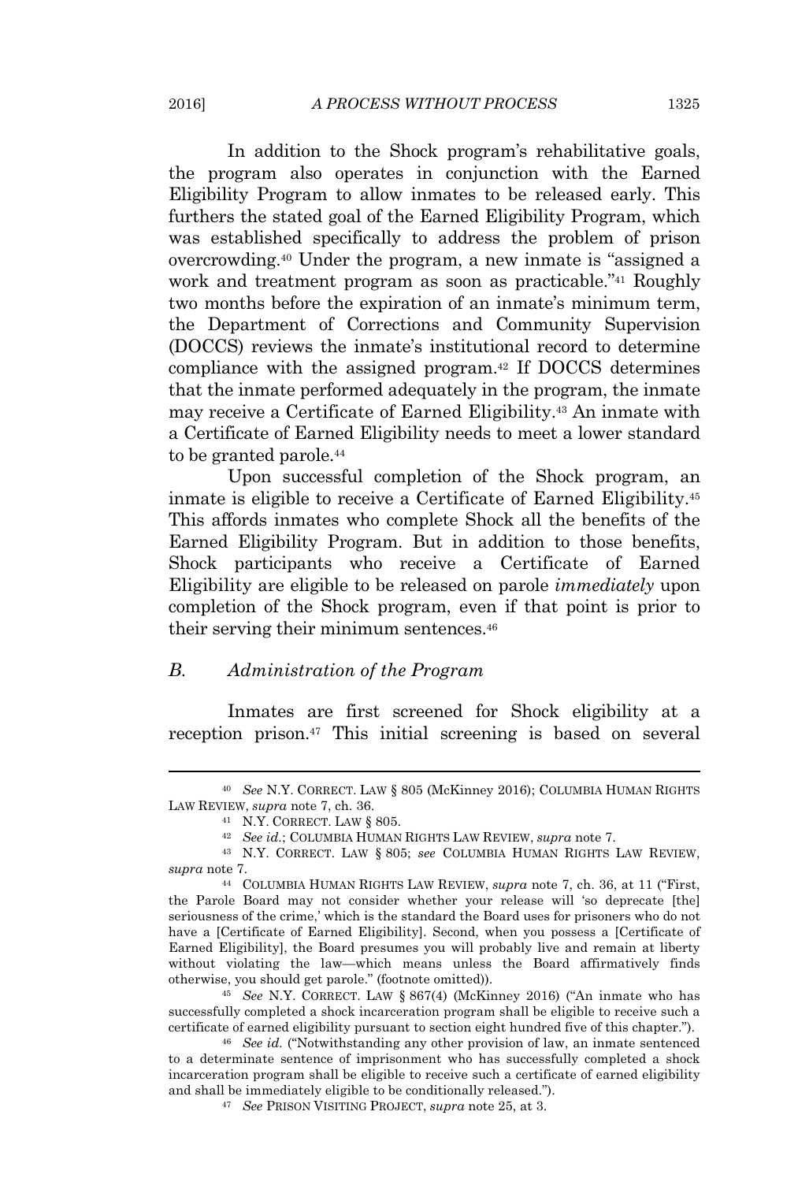In addition to the Shock program's rehabilitative goals, the program also operates in conjunction with the Earned Eligibility Program to allow inmates to be released early. This furthers the stated goal of the Earned Eligibility Program, which was established specifically to address the problem of prison overcrowding.[40] Under the program, a new inmate is "assigned a work and treatment program as soon as practicable."[41] Roughly two months before the expiration of an inmate's minimum term, the Department of Corrections and Community Supervision (DOCCS) reviews the inmate's institutional record to determine compliance with the assigned program.[42] If DOCCS determines that the inmate performed adequately in the program, the inmate may receive a Certificate of Earned Eligibility.[43] An inmate with a Certificate of Earned Eligibility needs to meet a lower standard to be granted parole.[44]

Upon successful completion of the Shock program, an inmate is eligible to receive a Certificate of Earned Eligibility.[45] This affords inmates who complete Shock all the benefits of the Earned Eligibility Program. But in addition to those benefits, Shock participants who receive a Certificate of Earned Eligibility are eligible to be released on parole *immediately* upon completion of the Shock program, even if that point is prior to their serving their minimum sentences.[46]

### *B. Administration of the Program*

Inmates are first screened for Shock eligibility at a reception prison.[47] This initial screening is based on several

---

[40] *See* N.Y. CORRECT. LAW § 805 (McKinney 2016); COLUMBIA HUMAN RIGHTS LAW REVIEW, *supra* note 7, ch. 36.

[41] N.Y. CORRECT. LAW § 805.

[42] *See id.*; COLUMBIA HUMAN RIGHTS LAW REVIEW, *supra* note 7.

[43] N.Y. CORRECT. LAW § 805; *see* COLUMBIA HUMAN RIGHTS LAW REVIEW, *supra* note 7.

[44] COLUMBIA HUMAN RIGHTS LAW REVIEW, *supra* note 7, ch. 36, at 11 ("First, the Parole Board may not consider whether your release will 'so deprecate [the] seriousness of the crime,' which is the standard the Board uses for prisoners who do not have a [Certificate of Earned Eligibility]. Second, when you possess a [Certificate of Earned Eligibility], the Board presumes you will probably live and remain at liberty without violating the law—which means unless the Board affirmatively finds otherwise, you should get parole." (footnote omitted)).

[45] *See* N.Y. CORRECT. LAW § 867(4) (McKinney 2016) ("An inmate who has successfully completed a shock incarceration program shall be eligible to receive such a certificate of earned eligibility pursuant to section eight hundred five of this chapter.").

[46] *See id.* ("Notwithstanding any other provision of law, an inmate sentenced to a determinate sentence of imprisonment who has successfully completed a shock incarceration program shall be eligible to receive such a certificate of earned eligibility and shall be immediately eligible to be conditionally released.").

[47] *See* PRISON VISITING PROJECT, *supra* note 25, at 3.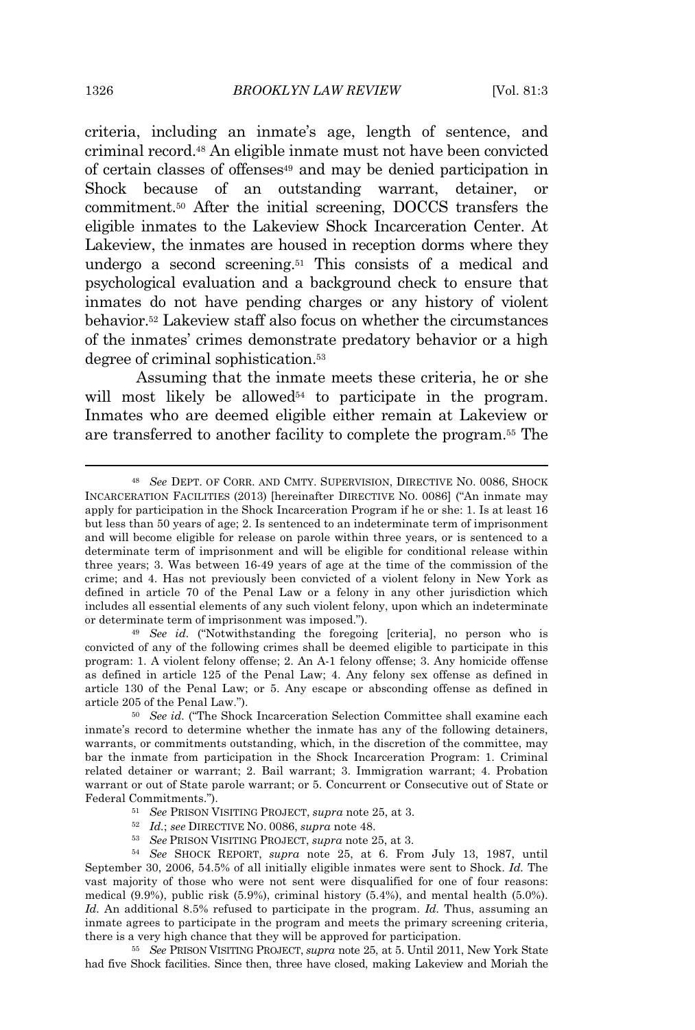criteria, including an inmate's age, length of sentence, and criminal record.[48] An eligible inmate must not have been convicted of certain classes of offenses[49] and may be denied participation in Shock because of an outstanding warrant, detainer, or commitment.[50] After the initial screening, DOCCS transfers the eligible inmates to the Lakeview Shock Incarceration Center. At Lakeview, the inmates are housed in reception dorms where they undergo a second screening.[51] This consists of a medical and psychological evaluation and a background check to ensure that inmates do not have pending charges or any history of violent behavior.[52] Lakeview staff also focus on whether the circumstances of the inmates' crimes demonstrate predatory behavior or a high degree of criminal sophistication.[53]

Assuming that the inmate meets these criteria, he or she will most likely be allowed[54] to participate in the program. Inmates who are deemed eligible either remain at Lakeview or are transferred to another facility to complete the program.[55] The

---

[48] *See* DEPT. OF CORR. AND CMTY. SUPERVISION, DIRECTIVE NO. 0086, SHOCK INCARCERATION FACILITIES (2013) [hereinafter DIRECTIVE NO. 0086] ("An inmate may apply for participation in the Shock Incarceration Program if he or she: 1. Is at least 16 but less than 50 years of age; 2. Is sentenced to an indeterminate term of imprisonment and will become eligible for release on parole within three years, or is sentenced to a determinate term of imprisonment and will be eligible for conditional release within three years; 3. Was between 16-49 years of age at the time of the commission of the crime; and 4. Has not previously been convicted of a violent felony in New York as defined in article 70 of the Penal Law or a felony in any other jurisdiction which includes all essential elements of any such violent felony, upon which an indeterminate or determinate term of imprisonment was imposed.").

[49] *See id.* ("Notwithstanding the foregoing [criteria], no person who is convicted of any of the following crimes shall be deemed eligible to participate in this program: 1. A violent felony offense; 2. An A-1 felony offense; 3. Any homicide offense as defined in article 125 of the Penal Law; 4. Any felony sex offense as defined in article 130 of the Penal Law; or 5. Any escape or absconding offense as defined in article 205 of the Penal Law.").

[50] *See id.* ("The Shock Incarceration Selection Committee shall examine each inmate's record to determine whether the inmate has any of the following detainers, warrants, or commitments outstanding, which, in the discretion of the committee, may bar the inmate from participation in the Shock Incarceration Program: 1. Criminal related detainer or warrant; 2. Bail warrant; 3. Immigration warrant; 4. Probation warrant or out of State parole warrant; or 5. Concurrent or Consecutive out of State or Federal Commitments.").

[51] *See* PRISON VISITING PROJECT, *supra* note 25, at 3.

[52] *Id.*; *see* DIRECTIVE NO. 0086, *supra* note 48.

[53] *See* PRISON VISITING PROJECT, *supra* note 25, at 3.

[54] *See* SHOCK REPORT, *supra* note 25, at 6. From July 13, 1987, until September 30, 2006, 54.5% of all initially eligible inmates were sent to Shock. *Id.* The vast majority of those who were not sent were disqualified for one of four reasons: medical (9.9%), public risk (5.9%), criminal history (5.4%), and mental health (5.0%). *Id.* An additional 8.5% refused to participate in the program. *Id.* Thus, assuming an inmate agrees to participate in the program and meets the primary screening criteria, there is a very high chance that they will be approved for participation.

[55] *See* PRISON VISITING PROJECT, *supra* note 25, at 5. Until 2011, New York State had five Shock facilities. Since then, three have closed, making Lakeview and Moriah the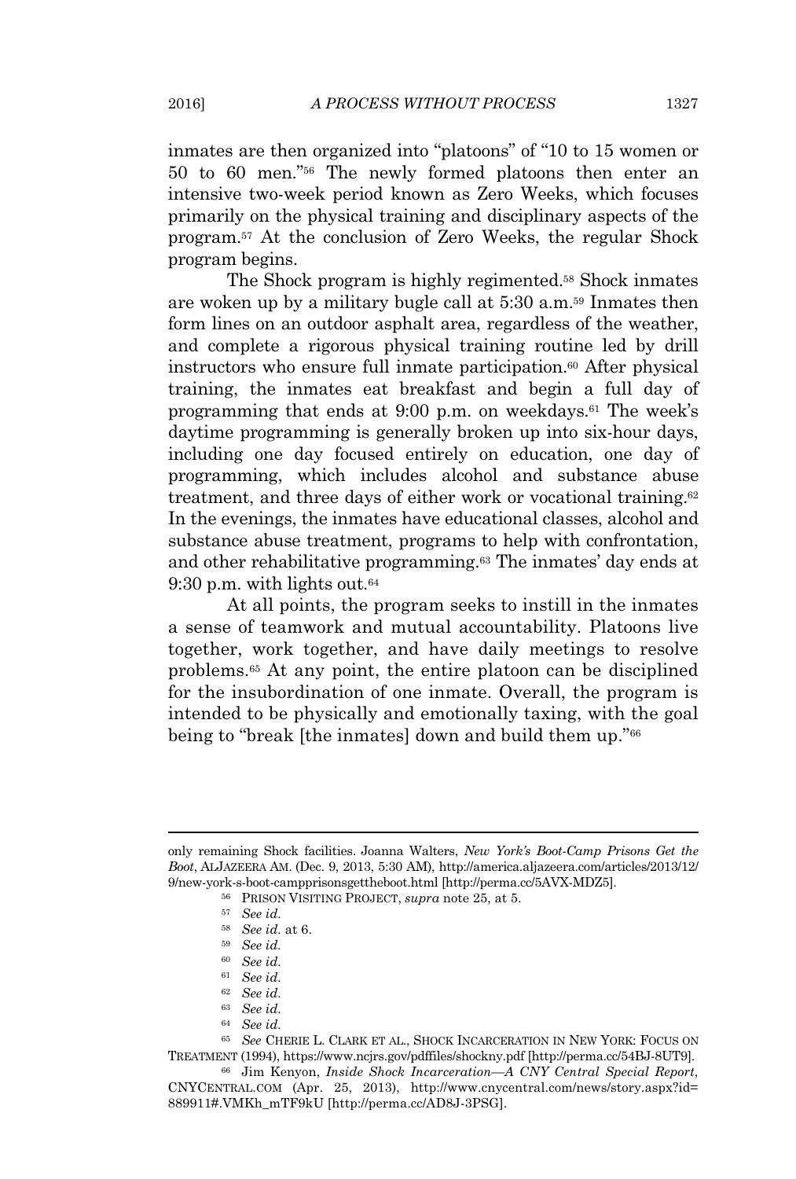inmates are then organized into "platoons" of "10 to 15 women or 50 to 60 men."[56] The newly formed platoons then enter an intensive two-week period known as Zero Weeks, which focuses primarily on the physical training and disciplinary aspects of the program.[57] At the conclusion of Zero Weeks, the regular Shock program begins.

The Shock program is highly regimented.[58] Shock inmates are woken up by a military bugle call at 5:30 a.m.[59] Inmates then form lines on an outdoor asphalt area, regardless of the weather, and complete a rigorous physical training routine led by drill instructors who ensure full inmate participation.[60] After physical training, the inmates eat breakfast and begin a full day of programming that ends at 9:00 p.m. on weekdays.[61] The week's daytime programming is generally broken up into six-hour days, including one day focused entirely on education, one day of programming, which includes alcohol and substance abuse treatment, and three days of either work or vocational training.[62] In the evenings, the inmates have educational classes, alcohol and substance abuse treatment, programs to help with confrontation, and other rehabilitative programming.[63] The inmates' day ends at 9:30 p.m. with lights out.[64]

At all points, the program seeks to instill in the inmates a sense of teamwork and mutual accountability. Platoons live together, work together, and have daily meetings to resolve problems.[65] At any point, the entire platoon can be disciplined for the insubordination of one inmate. Overall, the program is intended to be physically and emotionally taxing, with the goal being to "break [the inmates] down and build them up."[66]

---

only remaining Shock facilities. Joanna Walters, *New York's Boot-Camp Prisons Get the Boot*, ALJAZEERA AM. (Dec. 9, 2013, 5:30 AM), http://america.aljazeera.com/articles/2013/12/9/new-york-s-boot-campprisonsgettheboot.html [http://perma.cc/5AVX-MDZ5].

[56] PRISON VISITING PROJECT, *supra* note 25, at 5.

[57] *See id.*

[58] *See id.* at 6.

[59] *See id.*

[60] *See id.*

[61] *See id.*

[62] *See id.*

[63] *See id.*

[64] *See id.*

[65] *See* CHERIE L. CLARK ET AL., SHOCK INCARCERATION IN NEW YORK: FOCUS ON TREATMENT (1994), https://www.ncjrs.gov/pdffiles/shockny.pdf [http://perma.cc/54BJ-8UT9].

[66] Jim Kenyon, *Inside Shock Incarceration—A CNY Central Special Report*, CNYCENTRAL.COM (Apr. 25, 2013), http://www.cnycentral.com/news/story.aspx?id=889911#.VMKh_mTF9kU [http://perma.cc/AD8J-3PSG].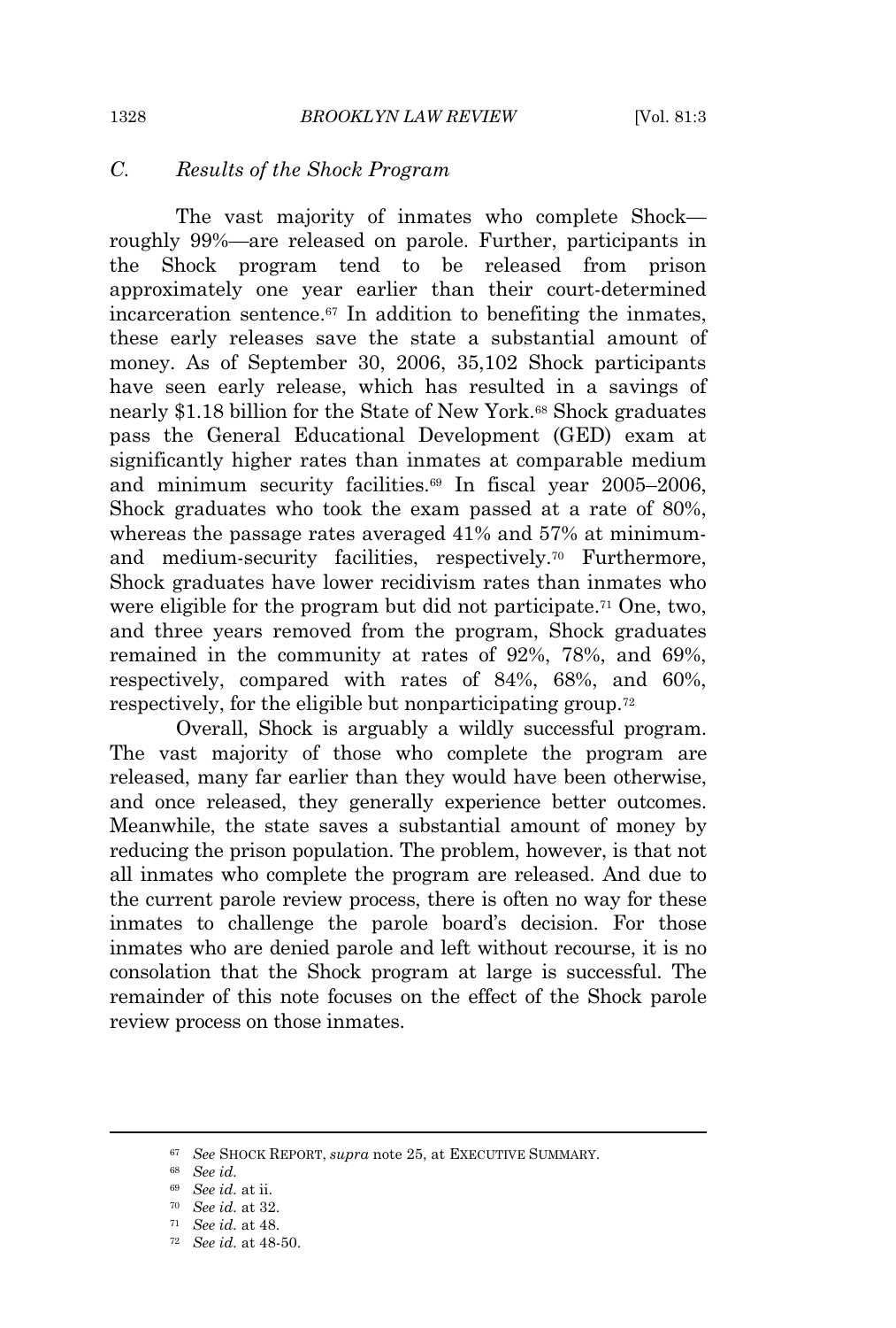### *C. Results of the Shock Program*

The vast majority of inmates who complete Shock—roughly 99%—are released on parole. Further, participants in the Shock program tend to be released from prison approximately one year earlier than their court-determined incarceration sentence.[67] In addition to benefiting the inmates, these early releases save the state a substantial amount of money. As of September 30, 2006, 35,102 Shock participants have seen early release, which has resulted in a savings of nearly $1.18 billion for the State of New York.[68] Shock graduates pass the General Educational Development (GED) exam at significantly higher rates than inmates at comparable medium and minimum security facilities.[69] In fiscal year 2005–2006, Shock graduates who took the exam passed at a rate of 80%, whereas the passage rates averaged 41% and 57% at minimum- and medium-security facilities, respectively.[70] Furthermore, Shock graduates have lower recidivism rates than inmates who were eligible for the program but did not participate.[71] One, two, and three years removed from the program, Shock graduates remained in the community at rates of 92%, 78%, and 69%, respectively, compared with rates of 84%, 68%, and 60%, respectively, for the eligible but nonparticipating group.[72]

Overall, Shock is arguably a wildly successful program. The vast majority of those who complete the program are released, many far earlier than they would have been otherwise, and once released, they generally experience better outcomes. Meanwhile, the state saves a substantial amount of money by reducing the prison population. The problem, however, is that not all inmates who complete the program are released. And due to the current parole review process, there is often no way for these inmates to challenge the parole board's decision. For those inmates who are denied parole and left without recourse, it is no consolation that the Shock program at large is successful. The remainder of this note focuses on the effect of the Shock parole review process on those inmates.

---

[67] *See* SHOCK REPORT, *supra* note 25, at EXECUTIVE SUMMARY.

[68] *See id.*

[69] *See id.* at ii.

[70] *See id.* at 32.

[71] *See id.* at 48.

[72] *See id.* at 48-50.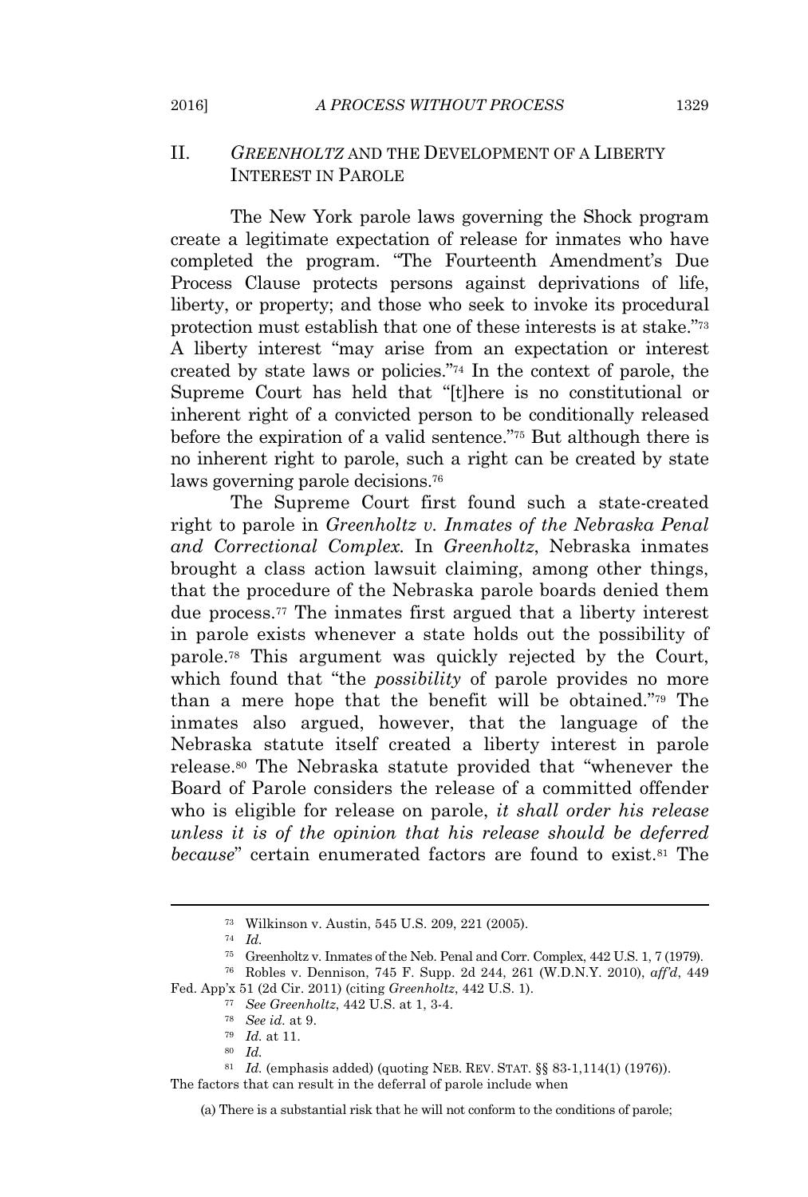## II. *GREENHOLTZ* AND THE DEVELOPMENT OF A LIBERTY INTEREST IN PAROLE

The New York parole laws governing the Shock program create a legitimate expectation of release for inmates who have completed the program. "The Fourteenth Amendment's Due Process Clause protects persons against deprivations of life, liberty, or property; and those who seek to invoke its procedural protection must establish that one of these interests is at stake."[73] A liberty interest "may arise from an expectation or interest created by state laws or policies."[74] In the context of parole, the Supreme Court has held that "[t]here is no constitutional or inherent right of a convicted person to be conditionally released before the expiration of a valid sentence."[75] But although there is no inherent right to parole, such a right can be created by state laws governing parole decisions.[76]

The Supreme Court first found such a state-created right to parole in *Greenholtz v. Inmates of the Nebraska Penal and Correctional Complex.* In *Greenholtz*, Nebraska inmates brought a class action lawsuit claiming, among other things, that the procedure of the Nebraska parole boards denied them due process.[77] The inmates first argued that a liberty interest in parole exists whenever a state holds out the possibility of parole.[78] This argument was quickly rejected by the Court, which found that "the *possibility* of parole provides no more than a mere hope that the benefit will be obtained."[79] The inmates also argued, however, that the language of the Nebraska statute itself created a liberty interest in parole release.[80] The Nebraska statute provided that "whenever the Board of Parole considers the release of a committed offender who is eligible for release on parole, *it shall order his release unless it is of the opinion that his release should be deferred because*" certain enumerated factors are found to exist.[81] The

---

[73] Wilkinson v. Austin, 545 U.S. 209, 221 (2005).

[74] *Id.*

[75] Greenholtz v. Inmates of the Neb. Penal and Corr. Complex, 442 U.S. 1, 7 (1979).

[76] Robles v. Dennison, 745 F. Supp. 2d 244, 261 (W.D.N.Y. 2010), *aff'd*, 449 Fed. App'x 51 (2d Cir. 2011) (citing *Greenholtz*, 442 U.S. 1).

[77] *See Greenholtz*, 442 U.S. at 1, 3-4.

[78] *See id.* at 9.

[79] *Id.* at 11.

[80] *Id.*

[81] *Id.* (emphasis added) (quoting NEB. REV. STAT. §§ 83-1,114(1) (1976)). The factors that can result in the deferral of parole include when

> (a) There is a substantial risk that he will not conform to the conditions of parole;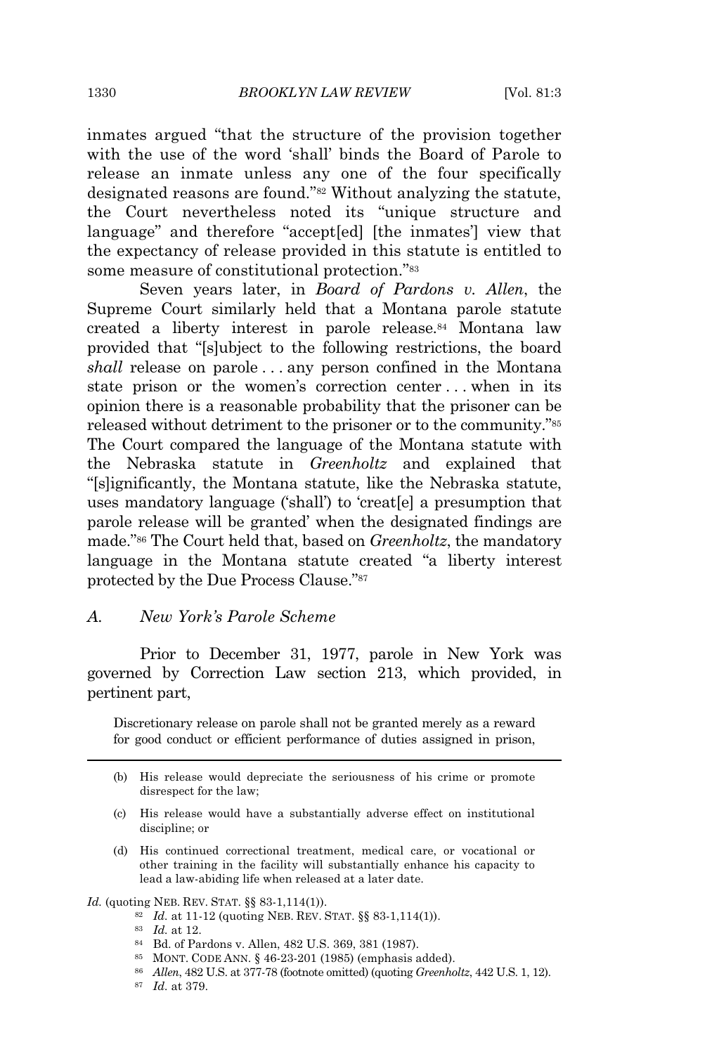inmates argued "that the structure of the provision together with the use of the word 'shall' binds the Board of Parole to release an inmate unless any one of the four specifically designated reasons are found."[82] Without analyzing the statute, the Court nevertheless noted its "unique structure and language" and therefore "accept[ed] [the inmates'] view that the expectancy of release provided in this statute is entitled to some measure of constitutional protection."[83]

Seven years later, in *Board of Pardons v. Allen*, the Supreme Court similarly held that a Montana parole statute created a liberty interest in parole release.[84] Montana law provided that "[s]ubject to the following restrictions, the board *shall* release on parole . . . any person confined in the Montana state prison or the women's correction center . . . when in its opinion there is a reasonable probability that the prisoner can be released without detriment to the prisoner or to the community."[85] The Court compared the language of the Montana statute with the Nebraska statute in *Greenholtz* and explained that "[s]ignificantly, the Montana statute, like the Nebraska statute, uses mandatory language ('shall') to 'creat[e] a presumption that parole release will be granted' when the designated findings are made."[86] The Court held that, based on *Greenholtz*, the mandatory language in the Montana statute created "a liberty interest protected by the Due Process Clause."[87]

### A. New York's Parole Scheme

Prior to December 31, 1977, parole in New York was governed by Correction Law section 213, which provided, in pertinent part,

> Discretionary release on parole shall not be granted merely as a reward for good conduct or efficient performance of duties assigned in prison,

---

> (b) His release would depreciate the seriousness of his crime or promote disrespect for the law;
>
> (c) His release would have a substantially adverse effect on institutional discipline; or
>
> (d) His continued correctional treatment, medical care, or vocational or other training in the facility will substantially enhance his capacity to lead a law-abiding life when released at a later date.

*Id.* (quoting NEB. REV. STAT. §§ 83-1,114(1)).

[82] *Id.* at 11-12 (quoting NEB. REV. STAT. §§ 83-1,114(1)).

[83] *Id.* at 12.

[84] Bd. of Pardons v. Allen, 482 U.S. 369, 381 (1987).

[85] MONT. CODE ANN. § 46-23-201 (1985) (emphasis added).

[86] *Allen*, 482 U.S. at 377-78 (footnote omitted) (quoting *Greenholtz*, 442 U.S. 1, 12).

[87] *Id.* at 379.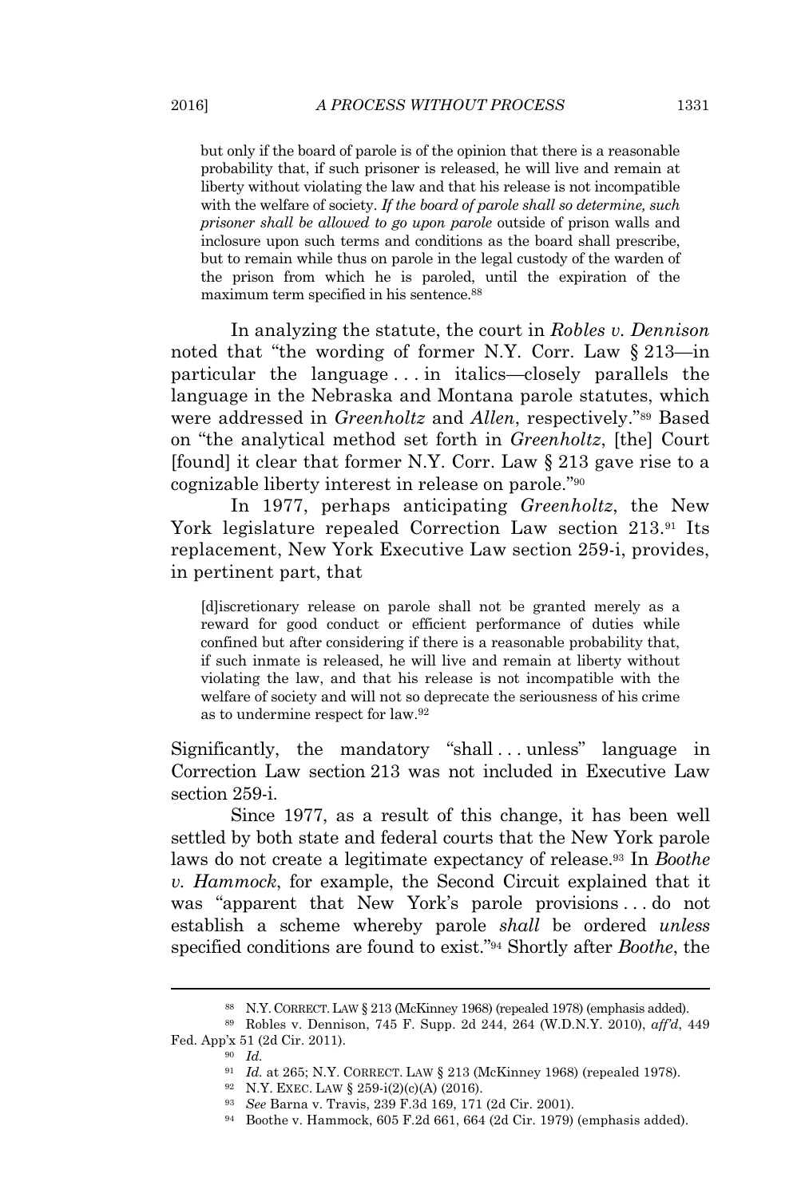> but only if the board of parole is of the opinion that there is a reasonable probability that, if such prisoner is released, he will live and remain at liberty without violating the law and that his release is not incompatible with the welfare of society. *If the board of parole shall so determine, such prisoner shall be allowed to go upon parole* outside of prison walls and inclosure upon such terms and conditions as the board shall prescribe, but to remain while thus on parole in the legal custody of the warden of the prison from which he is paroled, until the expiration of the maximum term specified in his sentence.[88]

In analyzing the statute, the court in *Robles v. Dennison* noted that "the wording of former N.Y. Corr. Law § 213—in particular the language . . . in italics—closely parallels the language in the Nebraska and Montana parole statutes, which were addressed in *Greenholtz* and *Allen*, respectively."[89] Based on "the analytical method set forth in *Greenholtz*, [the] Court [found] it clear that former N.Y. Corr. Law § 213 gave rise to a cognizable liberty interest in release on parole."[90]

In 1977, perhaps anticipating *Greenholtz*, the New York legislature repealed Correction Law section 213.[91] Its replacement, New York Executive Law section 259-i, provides, in pertinent part, that

> [d]iscretionary release on parole shall not be granted merely as a reward for good conduct or efficient performance of duties while confined but after considering if there is a reasonable probability that, if such inmate is released, he will live and remain at liberty without violating the law, and that his release is not incompatible with the welfare of society and will not so deprecate the seriousness of his crime as to undermine respect for law.[92]

Significantly, the mandatory "shall . . . unless" language in Correction Law section 213 was not included in Executive Law section 259-i.

Since 1977, as a result of this change, it has been well settled by both state and federal courts that the New York parole laws do not create a legitimate expectancy of release.[93] In *Boothe v. Hammock*, for example, the Second Circuit explained that it was "apparent that New York's parole provisions . . . do not establish a scheme whereby parole *shall* be ordered *unless* specified conditions are found to exist."[94] Shortly after *Boothe*, the

---

[88] N.Y. CORRECT. LAW § 213 (McKinney 1968) (repealed 1978) (emphasis added).

[89] Robles v. Dennison, 745 F. Supp. 2d 244, 264 (W.D.N.Y. 2010), *aff'd*, 449 Fed. App'x 51 (2d Cir. 2011).

[90] *Id.*

[91] *Id.* at 265; N.Y. CORRECT. LAW § 213 (McKinney 1968) (repealed 1978).

[92] N.Y. EXEC. LAW § 259-i(2)(c)(A) (2016).

[93] *See* Barna v. Travis, 239 F.3d 169, 171 (2d Cir. 2001).

[94] Boothe v. Hammock, 605 F.2d 661, 664 (2d Cir. 1979) (emphasis added).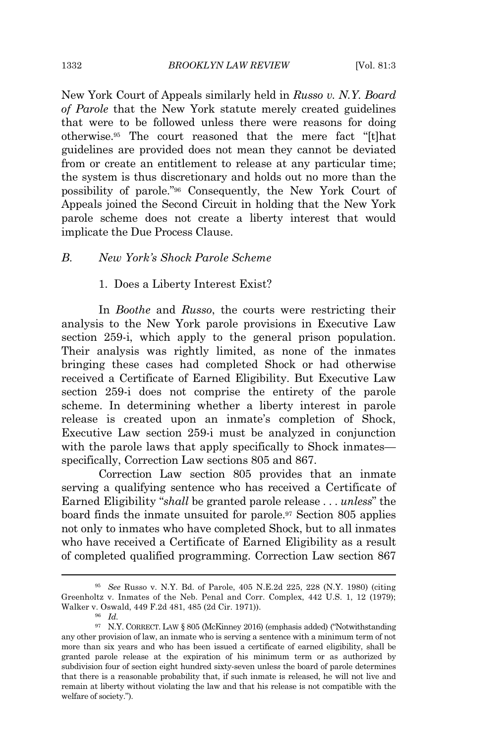New York Court of Appeals similarly held in *Russo v. N.Y. Board of Parole* that the New York statute merely created guidelines that were to be followed unless there were reasons for doing otherwise.[95] The court reasoned that the mere fact "[t]hat guidelines are provided does not mean they cannot be deviated from or create an entitlement to release at any particular time; the system is thus discretionary and holds out no more than the possibility of parole."[96] Consequently, the New York Court of Appeals joined the Second Circuit in holding that the New York parole scheme does not create a liberty interest that would implicate the Due Process Clause.

### B. *New York's Shock Parole Scheme*

#### 1. Does a Liberty Interest Exist?

In *Boothe* and *Russo*, the courts were restricting their analysis to the New York parole provisions in Executive Law section 259-i, which apply to the general prison population. Their analysis was rightly limited, as none of the inmates bringing these cases had completed Shock or had otherwise received a Certificate of Earned Eligibility. But Executive Law section 259-i does not comprise the entirety of the parole scheme. In determining whether a liberty interest in parole release is created upon an inmate's completion of Shock, Executive Law section 259-i must be analyzed in conjunction with the parole laws that apply specifically to Shock inmates—specifically, Correction Law sections 805 and 867.

Correction Law section 805 provides that an inmate serving a qualifying sentence who has received a Certificate of Earned Eligibility "*shall* be granted parole release . . . *unless*" the board finds the inmate unsuited for parole.[97] Section 805 applies not only to inmates who have completed Shock, but to all inmates who have received a Certificate of Earned Eligibility as a result of completed qualified programming. Correction Law section 867

---

[95] *See* Russo v. N.Y. Bd. of Parole, 405 N.E.2d 225, 228 (N.Y. 1980) (citing Greenholtz v. Inmates of the Neb. Penal and Corr. Complex, 442 U.S. 1, 12 (1979); Walker v. Oswald, 449 F.2d 481, 485 (2d Cir. 1971)).

[96] *Id.*

[97] N.Y. CORRECT. LAW § 805 (McKinney 2016) (emphasis added) ("Notwithstanding any other provision of law, an inmate who is serving a sentence with a minimum term of not more than six years and who has been issued a certificate of earned eligibility, shall be granted parole release at the expiration of his minimum term or as authorized by subdivision four of section eight hundred sixty-seven unless the board of parole determines that there is a reasonable probability that, if such inmate is released, he will not live and remain at liberty without violating the law and that his release is not compatible with the welfare of society.").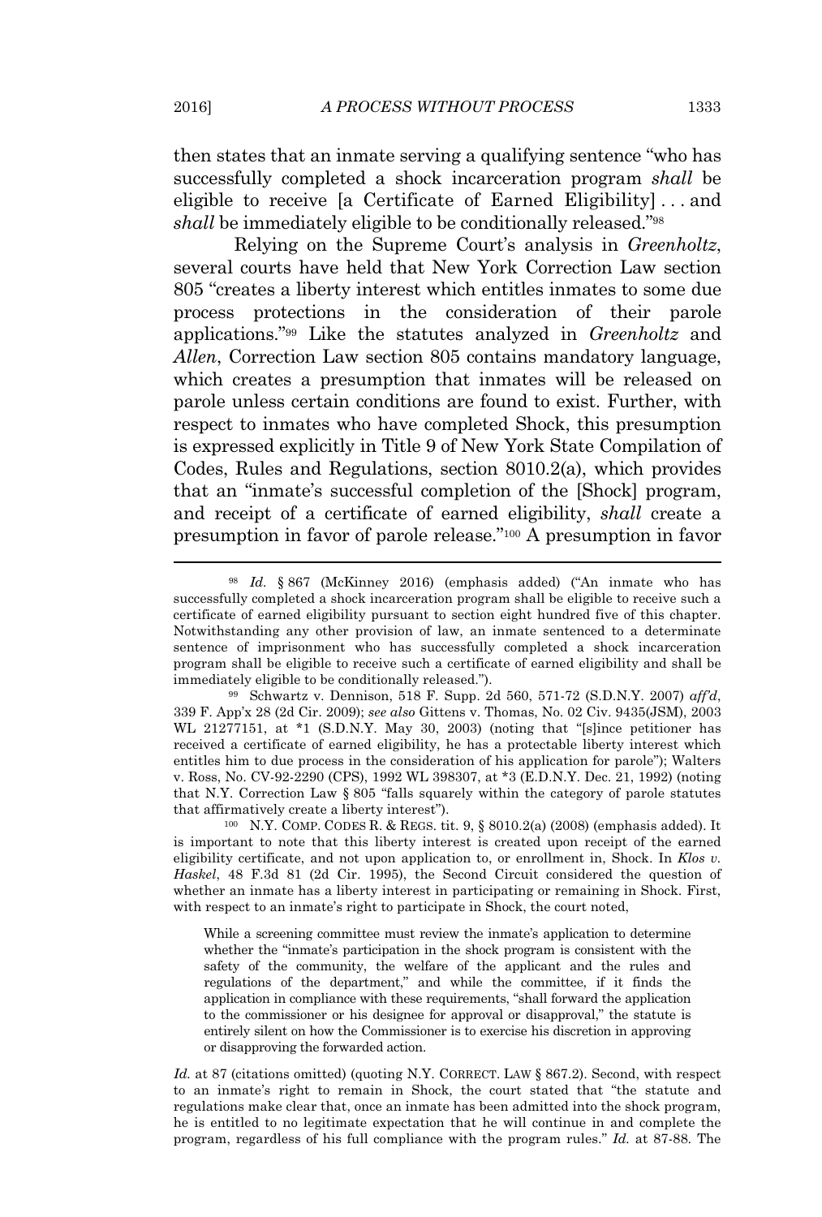then states that an inmate serving a qualifying sentence "who has successfully completed a shock incarceration program *shall* be eligible to receive [a Certificate of Earned Eligibility] . . . and *shall* be immediately eligible to be conditionally released."[98]

Relying on the Supreme Court's analysis in *Greenholtz*, several courts have held that New York Correction Law section 805 "creates a liberty interest which entitles inmates to some due process protections in the consideration of their parole applications."[99] Like the statutes analyzed in *Greenholtz* and *Allen*, Correction Law section 805 contains mandatory language, which creates a presumption that inmates will be released on parole unless certain conditions are found to exist. Further, with respect to inmates who have completed Shock, this presumption is expressed explicitly in Title 9 of New York State Compilation of Codes, Rules and Regulations, section 8010.2(a), which provides that an "inmate's successful completion of the [Shock] program, and receipt of a certificate of earned eligibility, *shall* create a presumption in favor of parole release."[100] A presumption in favor

---

[98] *Id.* § 867 (McKinney 2016) (emphasis added) ("An inmate who has successfully completed a shock incarceration program shall be eligible to receive such a certificate of earned eligibility pursuant to section eight hundred five of this chapter. Notwithstanding any other provision of law, an inmate sentenced to a determinate sentence of imprisonment who has successfully completed a shock incarceration program shall be eligible to receive such a certificate of earned eligibility and shall be immediately eligible to be conditionally released.").

[99] Schwartz v. Dennison, 518 F. Supp. 2d 560, 571-72 (S.D.N.Y. 2007) *aff'd*, 339 F. App'x 28 (2d Cir. 2009); *see also* Gittens v. Thomas, No. 02 Civ. 9435(JSM), 2003 WL 21277151, at *1 (S.D.N.Y. May 30, 2003) (noting that "[s]ince petitioner has received a certificate of earned eligibility, he has a protectable liberty interest which entitles him to due process in the consideration of his application for parole"); Walters v. Ross, No. CV-92-2290 (CPS), 1992 WL 398307, at *3 (E.D.N.Y. Dec. 21, 1992) (noting that N.Y. Correction Law § 805 "falls squarely within the category of parole statutes that affirmatively create a liberty interest").

[100] N.Y. COMP. CODES R. & REGS. tit. 9, § 8010.2(a) (2008) (emphasis added). It is important to note that this liberty interest is created upon receipt of the earned eligibility certificate, and not upon application to, or enrollment in, Shock. In *Klos v. Haskel*, 48 F.3d 81 (2d Cir. 1995), the Second Circuit considered the question of whether an inmate has a liberty interest in participating or remaining in Shock. First, with respect to an inmate's right to participate in Shock, the court noted,

> While a screening committee must review the inmate's application to determine whether the "inmate's participation in the shock program is consistent with the safety of the community, the welfare of the applicant and the rules and regulations of the department," and while the committee, if it finds the application in compliance with these requirements, "shall forward the application to the commissioner or his designee for approval or disapproval," the statute is entirely silent on how the Commissioner is to exercise his discretion in approving or disapproving the forwarded action.

*Id.* at 87 (citations omitted) (quoting N.Y. CORRECT. LAW § 867.2). Second, with respect to an inmate's right to remain in Shock, the court stated that "the statute and regulations make clear that, once an inmate has been admitted into the shock program, he is entitled to no legitimate expectation that he will continue in and complete the program, regardless of his full compliance with the program rules." *Id.* at 87-88. The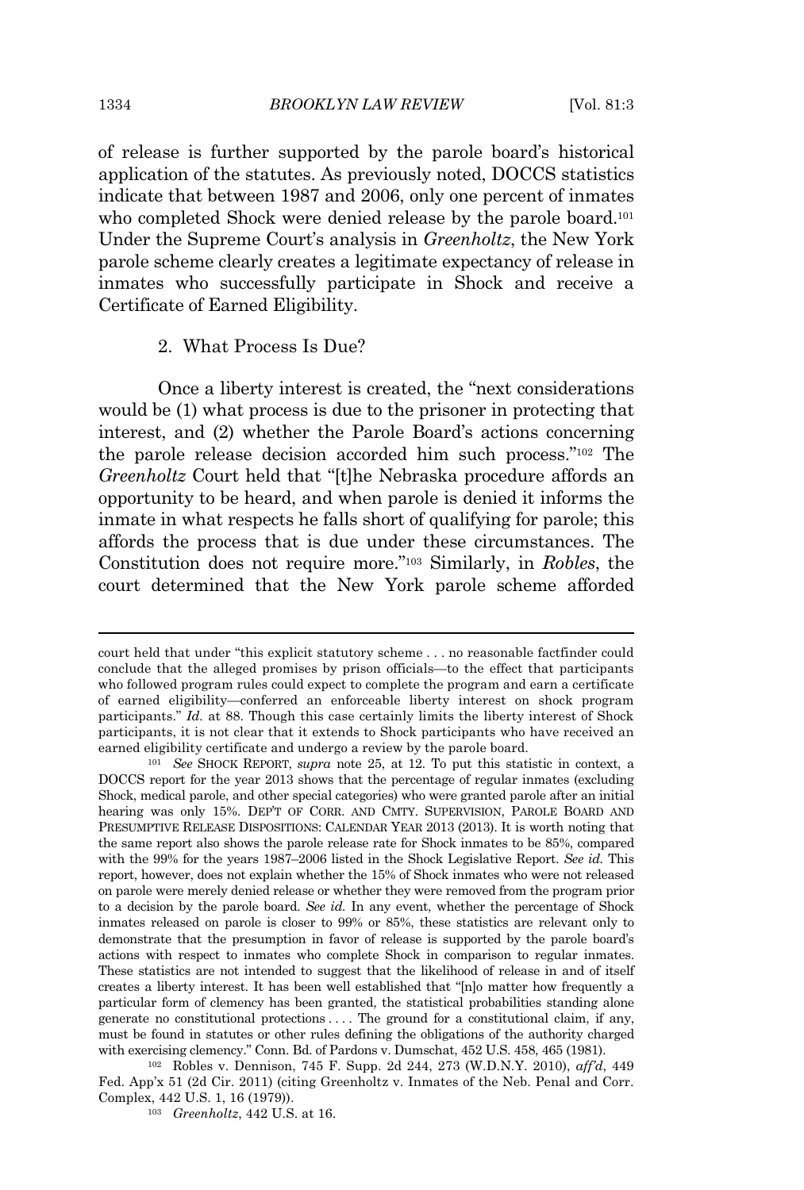of release is further supported by the parole board's historical application of the statutes. As previously noted, DOCCS statistics indicate that between 1987 and 2006, only one percent of inmates who completed Shock were denied release by the parole board.[101] Under the Supreme Court's analysis in *Greenholtz*, the New York parole scheme clearly creates a legitimate expectancy of release in inmates who successfully participate in Shock and receive a Certificate of Earned Eligibility.

### 2. What Process Is Due?

Once a liberty interest is created, the "next considerations would be (1) what process is due to the prisoner in protecting that interest, and (2) whether the Parole Board's actions concerning the parole release decision accorded him such process."[102] The *Greenholtz* Court held that "[t]he Nebraska procedure affords an opportunity to be heard, and when parole is denied it informs the inmate in what respects he falls short of qualifying for parole; this affords the process that is due under these circumstances. The Constitution does not require more."[103] Similarly, in *Robles*, the court determined that the New York parole scheme afforded

---

court held that under "this explicit statutory scheme . . . no reasonable factfinder could conclude that the alleged promises by prison officials—to the effect that participants who followed program rules could expect to complete the program and earn a certificate of earned eligibility—conferred an enforceable liberty interest on shock program participants." *Id.* at 88. Though this case certainly limits the liberty interest of Shock participants, it is not clear that it extends to Shock participants who have received an earned eligibility certificate and undergo a review by the parole board.

[101] *See* SHOCK REPORT, *supra* note 25, at 12. To put this statistic in context, a DOCCS report for the year 2013 shows that the percentage of regular inmates (excluding Shock, medical parole, and other special categories) who were granted parole after an initial hearing was only 15%. DEP'T OF CORR. AND CMTY. SUPERVISION, PAROLE BOARD AND PRESUMPTIVE RELEASE DISPOSITIONS: CALENDAR YEAR 2013 (2013). It is worth noting that the same report also shows the parole release rate for Shock inmates to be 85%, compared with the 99% for the years 1987–2006 listed in the Shock Legislative Report. *See id.* This report, however, does not explain whether the 15% of Shock inmates who were not released on parole were merely denied release or whether they were removed from the program prior to a decision by the parole board. *See id.* In any event, whether the percentage of Shock inmates released on parole is closer to 99% or 85%, these statistics are relevant only to demonstrate that the presumption in favor of release is supported by the parole board's actions with respect to inmates who complete Shock in comparison to regular inmates. These statistics are not intended to suggest that the likelihood of release in and of itself creates a liberty interest. It has been well established that "[n]o matter how frequently a particular form of clemency has been granted, the statistical probabilities standing alone generate no constitutional protections . . . . The ground for a constitutional claim, if any, must be found in statutes or other rules defining the obligations of the authority charged with exercising clemency." Conn. Bd. of Pardons v. Dumschat, 452 U.S. 458, 465 (1981).

[102] Robles v. Dennison, 745 F. Supp. 2d 244, 273 (W.D.N.Y. 2010), *aff'd*, 449 Fed. App'x 51 (2d Cir. 2011) (citing Greenholtz v. Inmates of the Neb. Penal and Corr. Complex, 442 U.S. 1, 16 (1979)).

[103] *Greenholtz*, 442 U.S. at 16.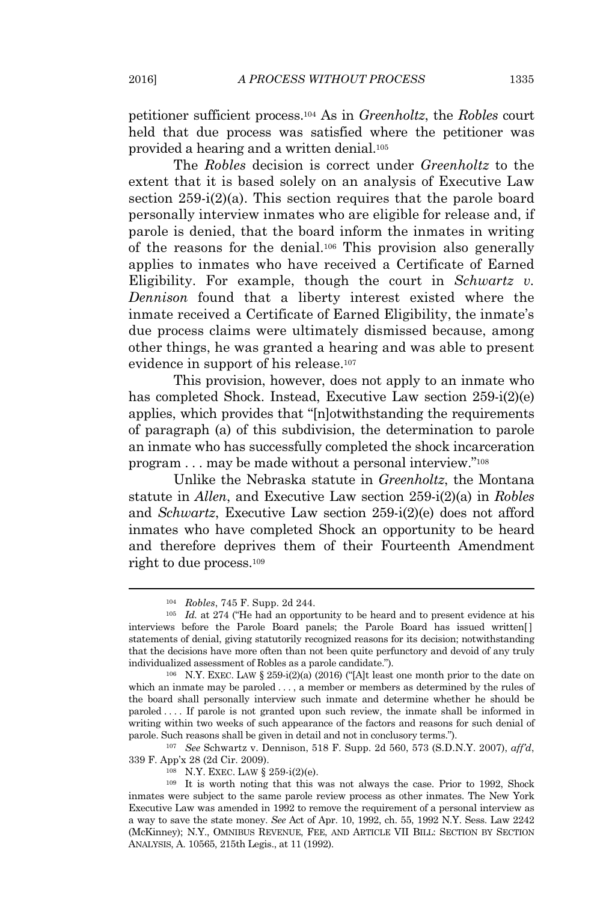petitioner sufficient process.[104] As in *Greenholtz*, the *Robles* court held that due process was satisfied where the petitioner was provided a hearing and a written denial.[105]

The *Robles* decision is correct under *Greenholtz* to the extent that it is based solely on an analysis of Executive Law section 259-i(2)(a). This section requires that the parole board personally interview inmates who are eligible for release and, if parole is denied, that the board inform the inmates in writing of the reasons for the denial.[106] This provision also generally applies to inmates who have received a Certificate of Earned Eligibility. For example, though the court in *Schwartz v. Dennison* found that a liberty interest existed where the inmate received a Certificate of Earned Eligibility, the inmate's due process claims were ultimately dismissed because, among other things, he was granted a hearing and was able to present evidence in support of his release.[107]

This provision, however, does not apply to an inmate who has completed Shock. Instead, Executive Law section 259-i(2)(e) applies, which provides that "[n]otwithstanding the requirements of paragraph (a) of this subdivision, the determination to parole an inmate who has successfully completed the shock incarceration program . . . may be made without a personal interview."[108]

Unlike the Nebraska statute in *Greenholtz*, the Montana statute in *Allen*, and Executive Law section 259-i(2)(a) in *Robles* and *Schwartz*, Executive Law section 259-i(2)(e) does not afford inmates who have completed Shock an opportunity to be heard and therefore deprives them of their Fourteenth Amendment right to due process.[109]

---

[104] *Robles*, 745 F. Supp. 2d 244.

[105] *Id.* at 274 ("He had an opportunity to be heard and to present evidence at his interviews before the Parole Board panels; the Parole Board has issued written[] statements of denial, giving statutorily recognized reasons for its decision; notwithstanding that the decisions have more often than not been quite perfunctory and devoid of any truly individualized assessment of Robles as a parole candidate.").

[106] N.Y. EXEC. LAW § 259-i(2)(a) (2016) ("[A]t least one month prior to the date on which an inmate may be paroled . . . , a member or members as determined by the rules of the board shall personally interview such inmate and determine whether he should be paroled . . . . If parole is not granted upon such review, the inmate shall be informed in writing within two weeks of such appearance of the factors and reasons for such denial of parole. Such reasons shall be given in detail and not in conclusory terms.").

[107] *See* Schwartz v. Dennison, 518 F. Supp. 2d 560, 573 (S.D.N.Y. 2007), *aff'd*, 339 F. App'x 28 (2d Cir. 2009).

[108] N.Y. EXEC. LAW § 259-i(2)(e).

[109] It is worth noting that this was not always the case. Prior to 1992, Shock inmates were subject to the same parole review process as other inmates. The New York Executive Law was amended in 1992 to remove the requirement of a personal interview as a way to save the state money. *See* Act of Apr. 10, 1992, ch. 55, 1992 N.Y. Sess. Law 2242 (McKinney); N.Y., OMNIBUS REVENUE, FEE, AND ARTICLE VII BILL: SECTION BY SECTION ANALYSIS, A. 10565, 215th Legis., at 11 (1992).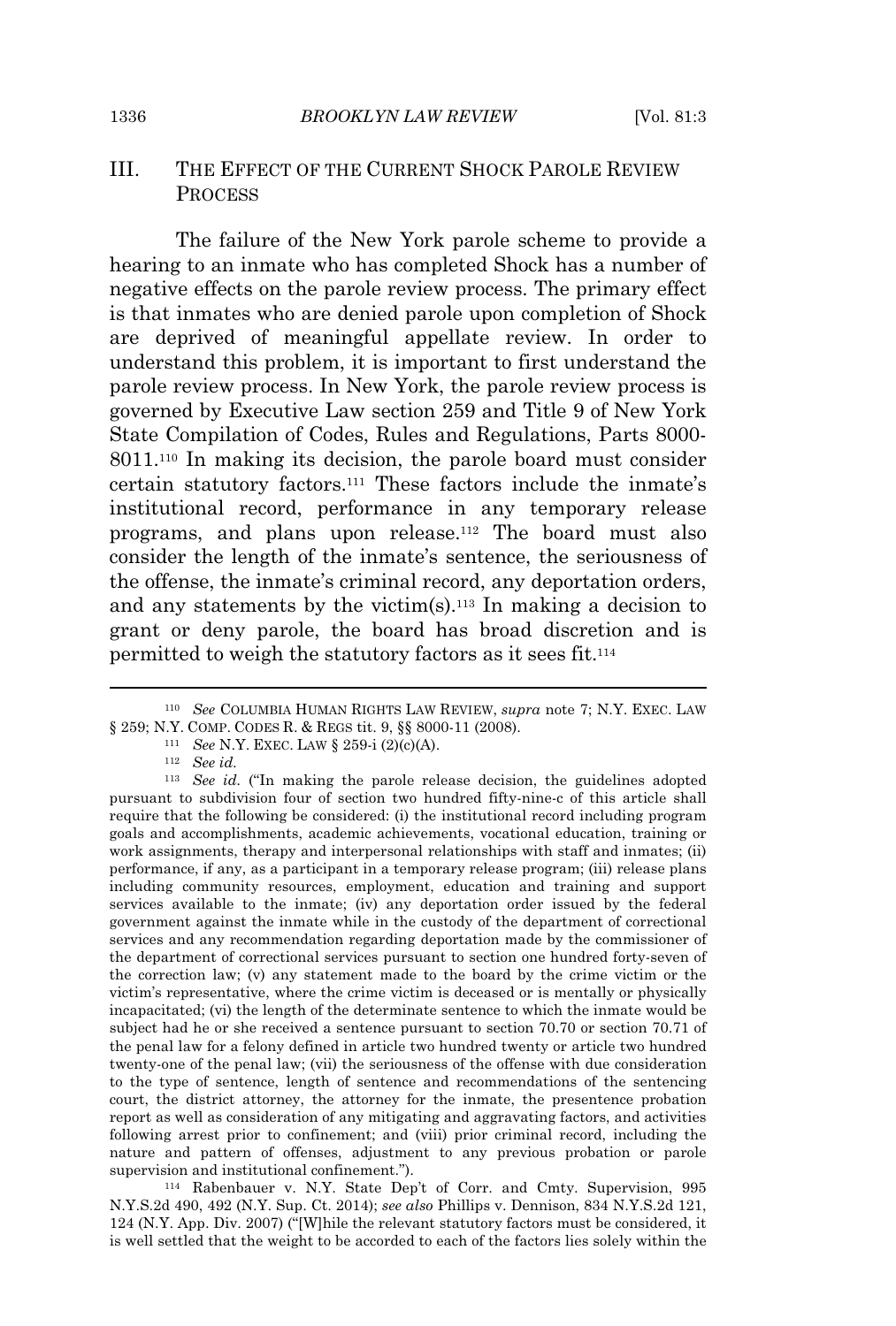## III. THE EFFECT OF THE CURRENT SHOCK PAROLE REVIEW PROCESS

The failure of the New York parole scheme to provide a hearing to an inmate who has completed Shock has a number of negative effects on the parole review process. The primary effect is that inmates who are denied parole upon completion of Shock are deprived of meaningful appellate review. In order to understand this problem, it is important to first understand the parole review process. In New York, the parole review process is governed by Executive Law section 259 and Title 9 of New York State Compilation of Codes, Rules and Regulations, Parts 8000-8011.[110] In making its decision, the parole board must consider certain statutory factors.[111] These factors include the inmate's institutional record, performance in any temporary release programs, and plans upon release.[112] The board must also consider the length of the inmate's sentence, the seriousness of the offense, the inmate's criminal record, any deportation orders, and any statements by the victim(s).[113] In making a decision to grant or deny parole, the board has broad discretion and is permitted to weigh the statutory factors as it sees fit.[114]

---

[110] *See* COLUMBIA HUMAN RIGHTS LAW REVIEW, *supra* note 7; N.Y. EXEC. LAW § 259; N.Y. COMP. CODES R. & REGS tit. 9, §§ 8000-11 (2008).

[111] *See* N.Y. EXEC. LAW § 259-i (2)(c)(A).

[112] *See id.*

[113] *See id.* ("In making the parole release decision, the guidelines adopted pursuant to subdivision four of section two hundred fifty-nine-c of this article shall require that the following be considered: (i) the institutional record including program goals and accomplishments, academic achievements, vocational education, training or work assignments, therapy and interpersonal relationships with staff and inmates; (ii) performance, if any, as a participant in a temporary release program; (iii) release plans including community resources, employment, education and training and support services available to the inmate; (iv) any deportation order issued by the federal government against the inmate while in the custody of the department of correctional services and any recommendation regarding deportation made by the commissioner of the department of correctional services pursuant to section one hundred forty-seven of the correction law; (v) any statement made to the board by the crime victim or the victim's representative, where the crime victim is deceased or is mentally or physically incapacitated; (vi) the length of the determinate sentence to which the inmate would be subject had he or she received a sentence pursuant to section 70.70 or section 70.71 of the penal law for a felony defined in article two hundred twenty or article two hundred twenty-one of the penal law; (vii) the seriousness of the offense with due consideration to the type of sentence, length of sentence and recommendations of the sentencing court, the district attorney, the attorney for the inmate, the presentence probation report as well as consideration of any mitigating and aggravating factors, and activities following arrest prior to confinement; and (viii) prior criminal record, including the nature and pattern of offenses, adjustment to any previous probation or parole supervision and institutional confinement.").

[114] Rabenbauer v. N.Y. State Dep't of Corr. and Cmty. Supervision, 995 N.Y.S.2d 490, 492 (N.Y. Sup. Ct. 2014); *see also* Phillips v. Dennison, 834 N.Y.S.2d 121, 124 (N.Y. App. Div. 2007) ("[W]hile the relevant statutory factors must be considered, it is well settled that the weight to be accorded to each of the factors lies solely within the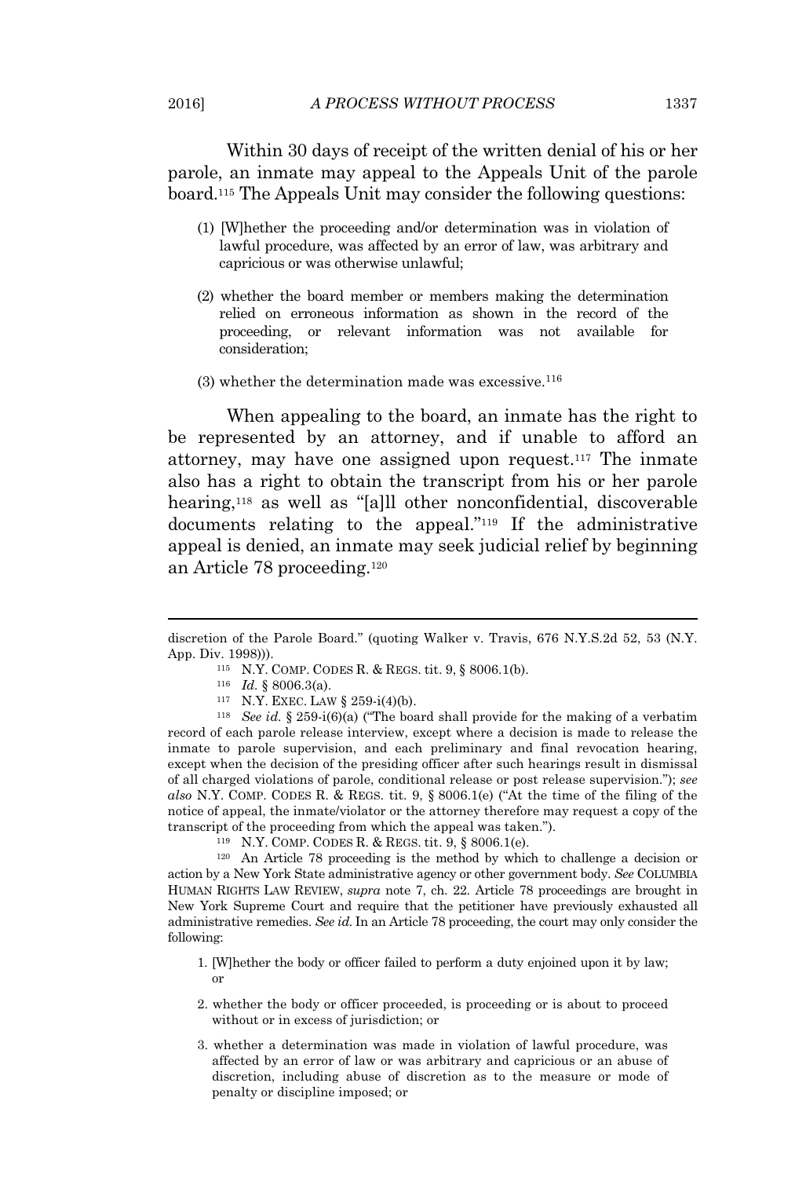Within 30 days of receipt of the written denial of his or her parole, an inmate may appeal to the Appeals Unit of the parole board.[115] The Appeals Unit may consider the following questions:

> (1) [W]hether the proceeding and/or determination was in violation of lawful procedure, was affected by an error of law, was arbitrary and capricious or was otherwise unlawful;
>
> (2) whether the board member or members making the determination relied on erroneous information as shown in the record of the proceeding, or relevant information was not available for consideration;
>
> (3) whether the determination made was excessive.[116]

When appealing to the board, an inmate has the right to be represented by an attorney, and if unable to afford an attorney, may have one assigned upon request.[117] The inmate also has a right to obtain the transcript from his or her parole hearing,[118] as well as "[a]ll other nonconfidential, discoverable documents relating to the appeal."[119] If the administrative appeal is denied, an inmate may seek judicial relief by beginning an Article 78 proceeding.[120]

---

discretion of the Parole Board." (quoting Walker v. Travis, 676 N.Y.S.2d 52, 53 (N.Y. App. Div. 1998))).

[115] N.Y. COMP. CODES R. & REGS. tit. 9, § 8006.1(b).

[116] *Id.* § 8006.3(a).

[117] N.Y. EXEC. LAW § 259-i(4)(b).

[118] *See id.* § 259-i(6)(a) ("The board shall provide for the making of a verbatim record of each parole release interview, except where a decision is made to release the inmate to parole supervision, and each preliminary and final revocation hearing, except when the decision of the presiding officer after such hearings result in dismissal of all charged violations of parole, conditional release or post release supervision."); *see also* N.Y. COMP. CODES R. & REGS. tit. 9, § 8006.1(e) ("At the time of the filing of the notice of appeal, the inmate/violator or the attorney therefore may request a copy of the transcript of the proceeding from which the appeal was taken.").

[119] N.Y. COMP. CODES R. & REGS. tit. 9, § 8006.1(e).

[120] An Article 78 proceeding is the method by which to challenge a decision or action by a New York State administrative agency or other government body. *See* COLUMBIA HUMAN RIGHTS LAW REVIEW, *supra* note 7, ch. 22. Article 78 proceedings are brought in New York Supreme Court and require that the petitioner have previously exhausted all administrative remedies. *See id.* In an Article 78 proceeding, the court may only consider the following:

> 1. [W]hether the body or officer failed to perform a duty enjoined upon it by law; or
>
> 2. whether the body or officer proceeded, is proceeding or is about to proceed without or in excess of jurisdiction; or
>
> 3. whether a determination was made in violation of lawful procedure, was affected by an error of law or was arbitrary and capricious or an abuse of discretion, including abuse of discretion as to the measure or mode of penalty or discipline imposed; or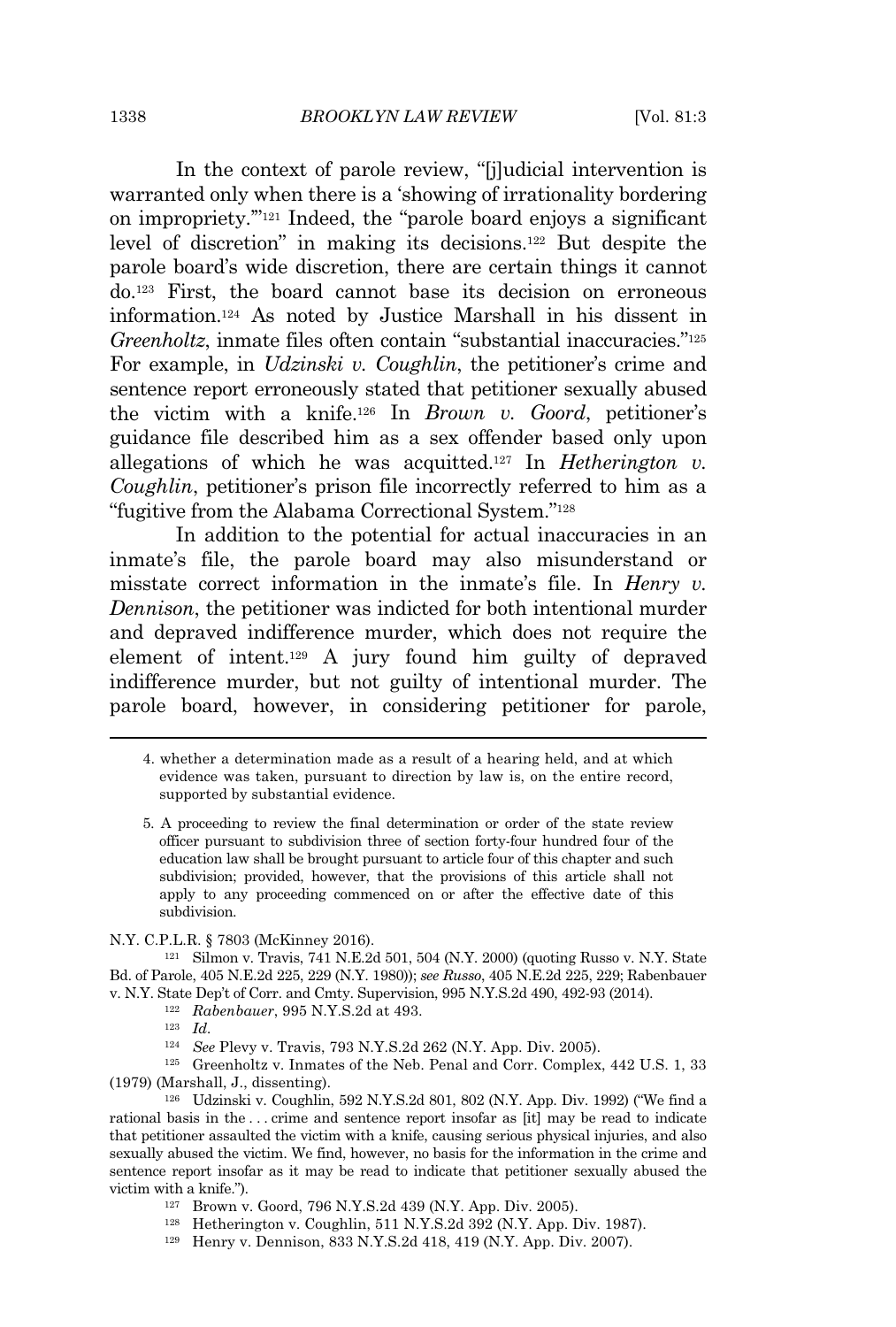In the context of parole review, "[j]udicial intervention is warranted only when there is a 'showing of irrationality bordering on impropriety.'"[121] Indeed, the "parole board enjoys a significant level of discretion" in making its decisions.[122] But despite the parole board's wide discretion, there are certain things it cannot do.[123] First, the board cannot base its decision on erroneous information.[124] As noted by Justice Marshall in his dissent in *Greenholtz*, inmate files often contain "substantial inaccuracies."[125] For example, in *Udzinski v. Coughlin*, the petitioner's crime and sentence report erroneously stated that petitioner sexually abused the victim with a knife.[126] In *Brown v. Goord*, petitioner's guidance file described him as a sex offender based only upon allegations of which he was acquitted.[127] In *Hetherington v. Coughlin*, petitioner's prison file incorrectly referred to him as a "fugitive from the Alabama Correctional System."[128]

In addition to the potential for actual inaccuracies in an inmate's file, the parole board may also misunderstand or misstate correct information in the inmate's file. In *Henry v. Dennison*, the petitioner was indicted for both intentional murder and depraved indifference murder, which does not require the element of intent.[129] A jury found him guilty of depraved indifference murder, but not guilty of intentional murder. The parole board, however, in considering petitioner for parole,

---

4. whether a determination made as a result of a hearing held, and at which evidence was taken, pursuant to direction by law is, on the entire record, supported by substantial evidence.

5. A proceeding to review the final determination or order of the state review officer pursuant to subdivision three of section forty-four hundred four of the education law shall be brought pursuant to article four of this chapter and such subdivision; provided, however, that the provisions of this article shall not apply to any proceeding commenced on or after the effective date of this subdivision.

N.Y. C.P.L.R. § 7803 (McKinney 2016).

[121] Silmon v. Travis, 741 N.E.2d 501, 504 (N.Y. 2000) (quoting Russo v. N.Y. State Bd. of Parole, 405 N.E.2d 225, 229 (N.Y. 1980)); *see Russo*, 405 N.E.2d 225, 229; Rabenbauer v. N.Y. State Dep't of Corr. and Cmty. Supervision, 995 N.Y.S.2d 490, 492-93 (2014).

[122] *Rabenbauer*, 995 N.Y.S.2d at 493.

[123] *Id.*

[124] *See* Plevy v. Travis, 793 N.Y.S.2d 262 (N.Y. App. Div. 2005).

[125] Greenholtz v. Inmates of the Neb. Penal and Corr. Complex, 442 U.S. 1, 33 (1979) (Marshall, J., dissenting).

[126] Udzinski v. Coughlin, 592 N.Y.S.2d 801, 802 (N.Y. App. Div. 1992) ("We find a rational basis in the . . . crime and sentence report insofar as [it] may be read to indicate that petitioner assaulted the victim with a knife, causing serious physical injuries, and also sexually abused the victim. We find, however, no basis for the information in the crime and sentence report insofar as it may be read to indicate that petitioner sexually abused the victim with a knife.").

[127] Brown v. Goord, 796 N.Y.S.2d 439 (N.Y. App. Div. 2005).

[128] Hetherington v. Coughlin, 511 N.Y.S.2d 392 (N.Y. App. Div. 1987).

[129] Henry v. Dennison, 833 N.Y.S.2d 418, 419 (N.Y. App. Div. 2007).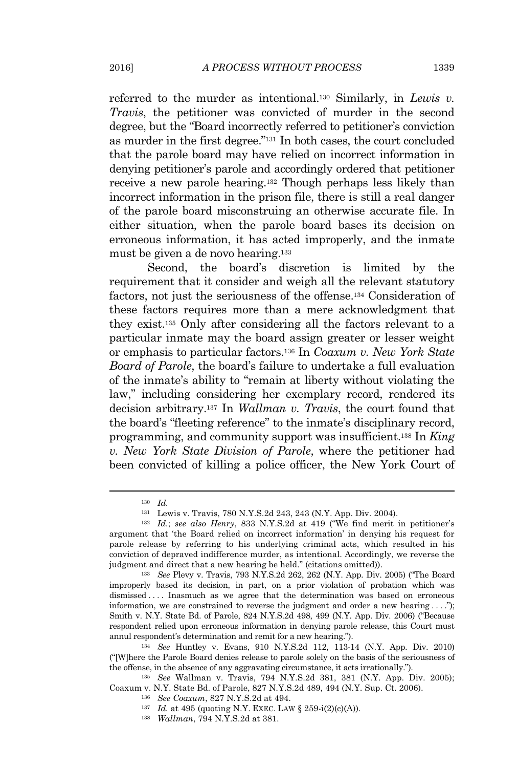referred to the murder as intentional.[130] Similarly, in *Lewis v. Travis*, the petitioner was convicted of murder in the second degree, but the "Board incorrectly referred to petitioner's conviction as murder in the first degree."[131] In both cases, the court concluded that the parole board may have relied on incorrect information in denying petitioner's parole and accordingly ordered that petitioner receive a new parole hearing.[132] Though perhaps less likely than incorrect information in the prison file, there is still a real danger of the parole board misconstruing an otherwise accurate file. In either situation, when the parole board bases its decision on erroneous information, it has acted improperly, and the inmate must be given a de novo hearing.[133]

Second, the board's discretion is limited by the requirement that it consider and weigh all the relevant statutory factors, not just the seriousness of the offense.[134] Consideration of these factors requires more than a mere acknowledgment that they exist.[135] Only after considering all the factors relevant to a particular inmate may the board assign greater or lesser weight or emphasis to particular factors.[136] In *Coaxum v. New York State Board of Parole*, the board's failure to undertake a full evaluation of the inmate's ability to "remain at liberty without violating the law," including considering her exemplary record, rendered its decision arbitrary.[137] In *Wallman v. Travis*, the court found that the board's "fleeting reference" to the inmate's disciplinary record, programming, and community support was insufficient.[138] In *King v. New York State Division of Parole*, where the petitioner had been convicted of killing a police officer, the New York Court of

---

[130] *Id.*

[131] Lewis v. Travis, 780 N.Y.S.2d 243, 243 (N.Y. App. Div. 2004).

[132] *Id.*; *see also Henry*, 833 N.Y.S.2d at 419 ("We find merit in petitioner's argument that 'the Board relied on incorrect information' in denying his request for parole release by referring to his underlying criminal acts, which resulted in his conviction of depraved indifference murder, as intentional. Accordingly, we reverse the judgment and direct that a new hearing be held." (citations omitted)).

[133] *See* Plevy v. Travis, 793 N.Y.S.2d 262, 262 (N.Y. App. Div. 2005) ("The Board improperly based its decision, in part, on a prior violation of probation which was dismissed . . . . Inasmuch as we agree that the determination was based on erroneous information, we are constrained to reverse the judgment and order a new hearing . . . ."); Smith v. N.Y. State Bd. of Parole, 824 N.Y.S.2d 498, 499 (N.Y. App. Div. 2006) ("Because respondent relied upon erroneous information in denying parole release, this Court must annul respondent's determination and remit for a new hearing.").

[134] *See* Huntley v. Evans, 910 N.Y.S.2d 112, 113-14 (N.Y. App. Div. 2010) ("[W]here the Parole Board denies release to parole solely on the basis of the seriousness of the offense, in the absence of any aggravating circumstance, it acts irrationally.").

[135] *See* Wallman v. Travis, 794 N.Y.S.2d 381, 381 (N.Y. App. Div. 2005); Coaxum v. N.Y. State Bd. of Parole, 827 N.Y.S.2d 489, 494 (N.Y. Sup. Ct. 2006).

[136] *See Coaxum*, 827 N.Y.S.2d at 494.

[137] *Id.* at 495 (quoting N.Y. EXEC. LAW § 259-i(2)(c)(A)).

[138] *Wallman*, 794 N.Y.S.2d at 381.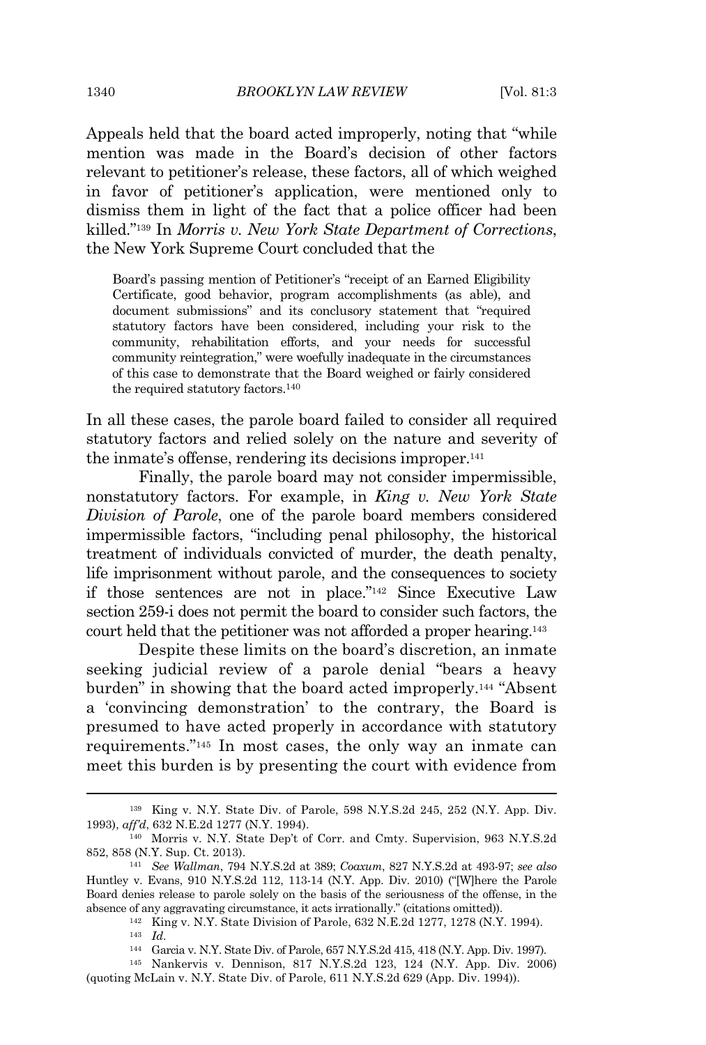Appeals held that the board acted improperly, noting that "while mention was made in the Board's decision of other factors relevant to petitioner's release, these factors, all of which weighed in favor of petitioner's application, were mentioned only to dismiss them in light of the fact that a police officer had been killed."[139] In *Morris v. New York State Department of Corrections*, the New York Supreme Court concluded that the

> Board's passing mention of Petitioner's "receipt of an Earned Eligibility Certificate, good behavior, program accomplishments (as able), and document submissions" and its conclusory statement that "required statutory factors have been considered, including your risk to the community, rehabilitation efforts, and your needs for successful community reintegration," were woefully inadequate in the circumstances of this case to demonstrate that the Board weighed or fairly considered the required statutory factors.[140]

In all these cases, the parole board failed to consider all required statutory factors and relied solely on the nature and severity of the inmate's offense, rendering its decisions improper.[141]

Finally, the parole board may not consider impermissible, nonstatutory factors. For example, in *King v. New York State Division of Parole*, one of the parole board members considered impermissible factors, "including penal philosophy, the historical treatment of individuals convicted of murder, the death penalty, life imprisonment without parole, and the consequences to society if those sentences are not in place."[142] Since Executive Law section 259-i does not permit the board to consider such factors, the court held that the petitioner was not afforded a proper hearing.[143]

Despite these limits on the board's discretion, an inmate seeking judicial review of a parole denial "bears a heavy burden" in showing that the board acted improperly.[144] "Absent a 'convincing demonstration' to the contrary, the Board is presumed to have acted properly in accordance with statutory requirements."[145] In most cases, the only way an inmate can meet this burden is by presenting the court with evidence from

---

[139] King v. N.Y. State Div. of Parole, 598 N.Y.S.2d 245, 252 (N.Y. App. Div. 1993), *aff'd*, 632 N.E.2d 1277 (N.Y. 1994).

[140] Morris v. N.Y. State Dep't of Corr. and Cmty. Supervision, 963 N.Y.S.2d 852, 858 (N.Y. Sup. Ct. 2013).

[141] *See Wallman*, 794 N.Y.S.2d at 389; *Coaxum*, 827 N.Y.S.2d at 493-97; *see also* Huntley v. Evans, 910 N.Y.S.2d 112, 113-14 (N.Y. App. Div. 2010) ("[W]here the Parole Board denies release to parole solely on the basis of the seriousness of the offense, in the absence of any aggravating circumstance, it acts irrationally." (citations omitted)).

[142] King v. N.Y. State Division of Parole, 632 N.E.2d 1277, 1278 (N.Y. 1994).

[143] *Id.*

[144] Garcia v. N.Y. State Div. of Parole, 657 N.Y.S.2d 415, 418 (N.Y. App. Div. 1997).

[145] Nankervis v. Dennison, 817 N.Y.S.2d 123, 124 (N.Y. App. Div. 2006) (quoting McLain v. N.Y. State Div. of Parole, 611 N.Y.S.2d 629 (App. Div. 1994)).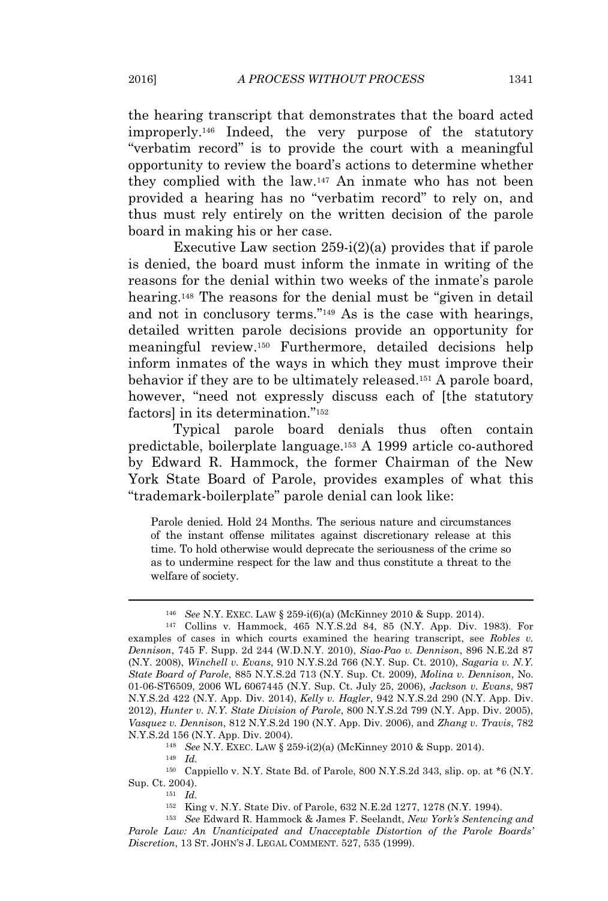the hearing transcript that demonstrates that the board acted improperly.[146] Indeed, the very purpose of the statutory "verbatim record" is to provide the court with a meaningful opportunity to review the board's actions to determine whether they complied with the law.[147] An inmate who has not been provided a hearing has no "verbatim record" to rely on, and thus must rely entirely on the written decision of the parole board in making his or her case.

Executive Law section 259-i(2)(a) provides that if parole is denied, the board must inform the inmate in writing of the reasons for the denial within two weeks of the inmate's parole hearing.[148] The reasons for the denial must be "given in detail and not in conclusory terms."[149] As is the case with hearings, detailed written parole decisions provide an opportunity for meaningful review.[150] Furthermore, detailed decisions help inform inmates of the ways in which they must improve their behavior if they are to be ultimately released.[151] A parole board, however, "need not expressly discuss each of [the statutory factors] in its determination."[152]

Typical parole board denials thus often contain predictable, boilerplate language.[153] A 1999 article co-authored by Edward R. Hammock, the former Chairman of the New York State Board of Parole, provides examples of what this "trademark-boilerplate" parole denial can look like:

> Parole denied. Hold 24 Months. The serious nature and circumstances of the instant offense militates against discretionary release at this time. To hold otherwise would deprecate the seriousness of the crime so as to undermine respect for the law and thus constitute a threat to the welfare of society.

---

[146] *See* N.Y. EXEC. LAW § 259-i(6)(a) (McKinney 2010 & Supp. 2014).

[147] Collins v. Hammock, 465 N.Y.S.2d 84, 85 (N.Y. App. Div. 1983). For examples of cases in which courts examined the hearing transcript, see *Robles v. Dennison*, 745 F. Supp. 2d 244 (W.D.N.Y. 2010), *Siao-Pao v. Dennison*, 896 N.E.2d 87 (N.Y. 2008), *Winchell v. Evans*, 910 N.Y.S.2d 766 (N.Y. Sup. Ct. 2010), *Sagaria v. N.Y. State Board of Parole*, 885 N.Y.S.2d 713 (N.Y. Sup. Ct. 2009), *Molina v. Dennison*, No. 01-06-ST6509, 2006 WL 6067445 (N.Y. Sup. Ct. July 25, 2006), *Jackson v. Evans*, 987 N.Y.S.2d 422 (N.Y. App. Div. 2014), *Kelly v. Hagler*, 942 N.Y.S.2d 290 (N.Y. App. Div. 2012), *Hunter v. N.Y. State Division of Parole*, 800 N.Y.S.2d 799 (N.Y. App. Div. 2005), *Vasquez v. Dennison*, 812 N.Y.S.2d 190 (N.Y. App. Div. 2006), and *Zhang v. Travis*, 782 N.Y.S.2d 156 (N.Y. App. Div. 2004).

[148] *See* N.Y. EXEC. LAW § 259-i(2)(a) (McKinney 2010 & Supp. 2014).

[149] *Id.*

[150] Cappiello v. N.Y. State Bd. of Parole, 800 N.Y.S.2d 343, slip. op. at *6 (N.Y. Sup. Ct. 2004).

[151] *Id.*

[152] King v. N.Y. State Div. of Parole, 632 N.E.2d 1277, 1278 (N.Y. 1994).

[153] *See* Edward R. Hammock & James F. Seelandt, *New York's Sentencing and Parole Law: An Unanticipated and Unacceptable Distortion of the Parole Boards' Discretion*, 13 ST. JOHN'S J. LEGAL COMMENT. 527, 535 (1999).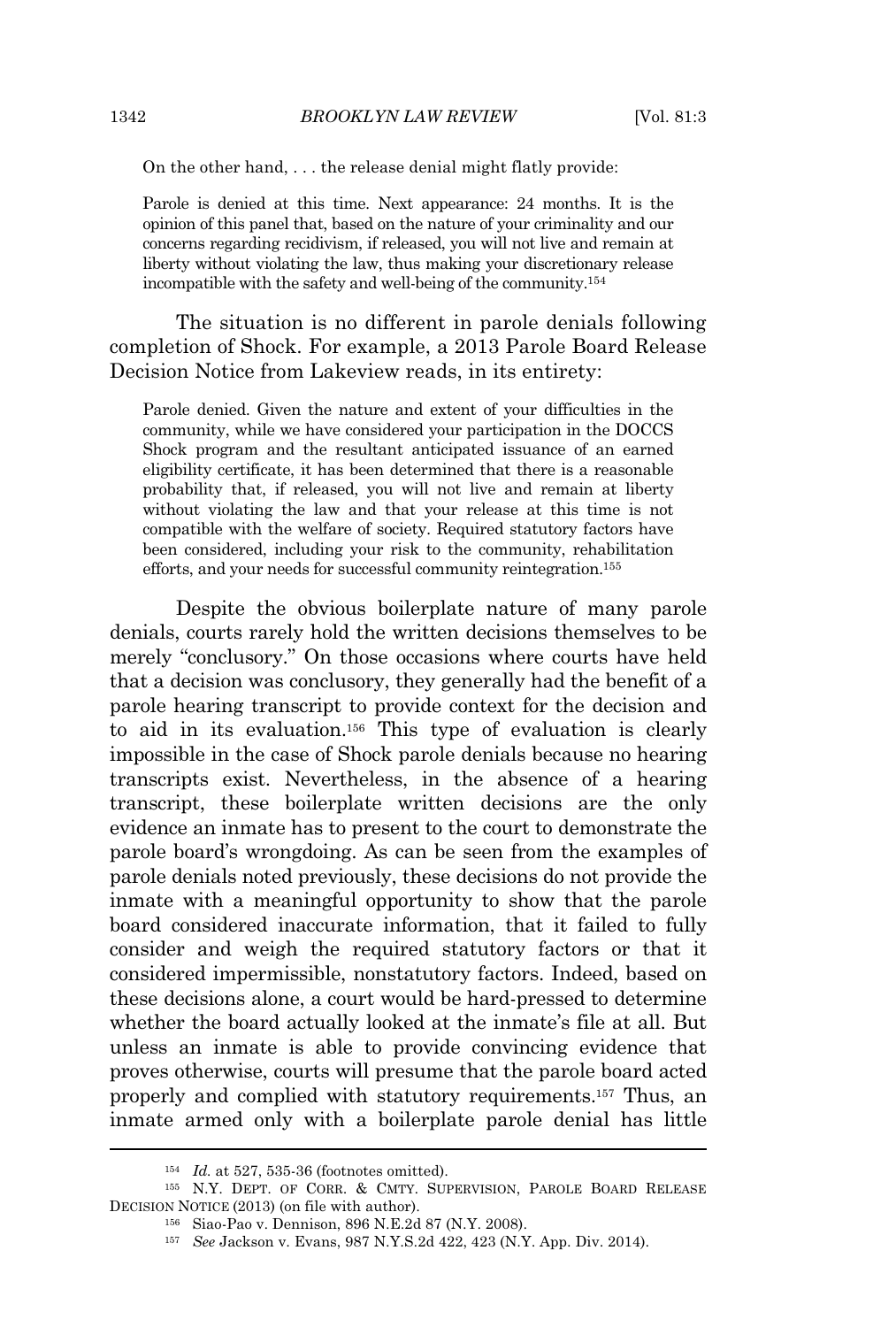On the other hand, . . . the release denial might flatly provide:

> Parole is denied at this time. Next appearance: 24 months. It is the opinion of this panel that, based on the nature of your criminality and our concerns regarding recidivism, if released, you will not live and remain at liberty without violating the law, thus making your discretionary release incompatible with the safety and well-being of the community.[154]

The situation is no different in parole denials following completion of Shock. For example, a 2013 Parole Board Release Decision Notice from Lakeview reads, in its entirety:

> Parole denied. Given the nature and extent of your difficulties in the community, while we have considered your participation in the DOCCS Shock program and the resultant anticipated issuance of an earned eligibility certificate, it has been determined that there is a reasonable probability that, if released, you will not live and remain at liberty without violating the law and that your release at this time is not compatible with the welfare of society. Required statutory factors have been considered, including your risk to the community, rehabilitation efforts, and your needs for successful community reintegration.[155]

Despite the obvious boilerplate nature of many parole denials, courts rarely hold the written decisions themselves to be merely "conclusory." On those occasions where courts have held that a decision was conclusory, they generally had the benefit of a parole hearing transcript to provide context for the decision and to aid in its evaluation.[156] This type of evaluation is clearly impossible in the case of Shock parole denials because no hearing transcripts exist. Nevertheless, in the absence of a hearing transcript, these boilerplate written decisions are the only evidence an inmate has to present to the court to demonstrate the parole board's wrongdoing. As can be seen from the examples of parole denials noted previously, these decisions do not provide the inmate with a meaningful opportunity to show that the parole board considered inaccurate information, that it failed to fully consider and weigh the required statutory factors or that it considered impermissible, nonstatutory factors. Indeed, based on these decisions alone, a court would be hard-pressed to determine whether the board actually looked at the inmate's file at all. But unless an inmate is able to provide convincing evidence that proves otherwise, courts will presume that the parole board acted properly and complied with statutory requirements.[157] Thus, an inmate armed only with a boilerplate parole denial has little

---

[154] *Id.* at 527, 535-36 (footnotes omitted).

[155] N.Y. DEPT. OF CORR. & CMTY. SUPERVISION, PAROLE BOARD RELEASE DECISION NOTICE (2013) (on file with author).

[156] Siao-Pao v. Dennison, 896 N.E.2d 87 (N.Y. 2008).

[157] *See* Jackson v. Evans, 987 N.Y.S.2d 422, 423 (N.Y. App. Div. 2014).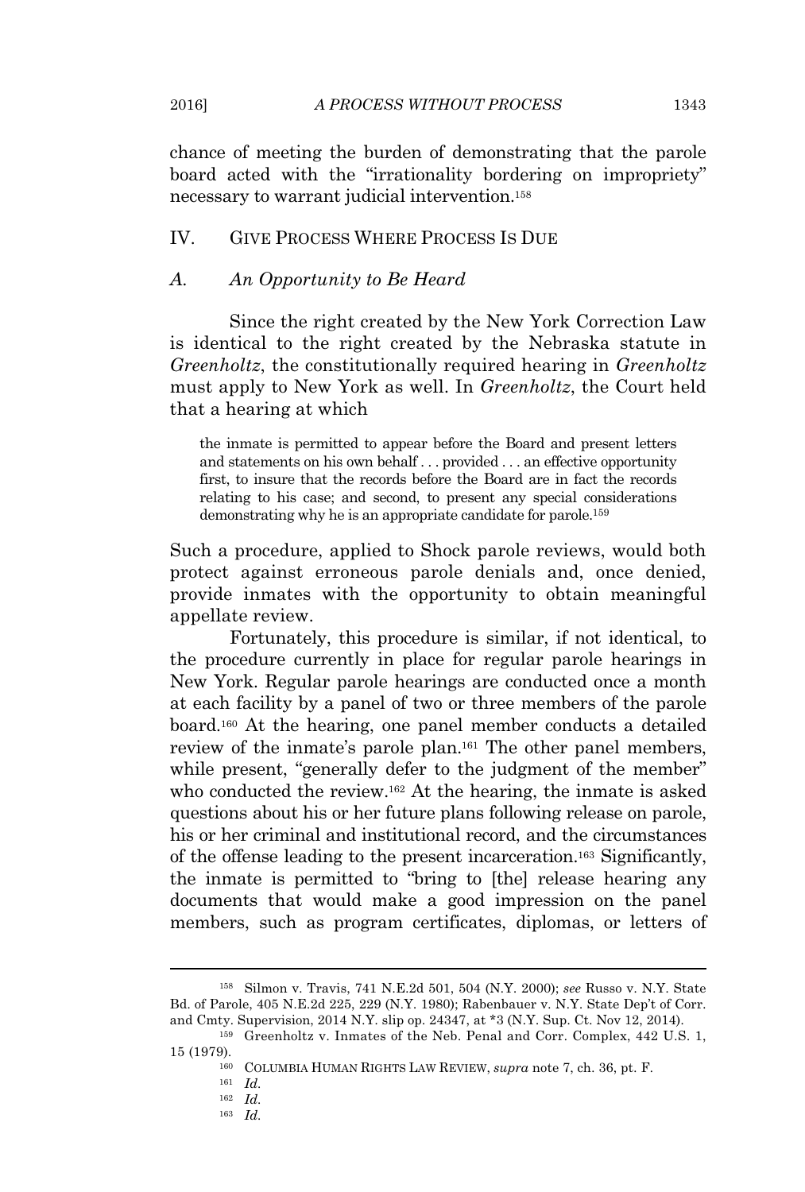chance of meeting the burden of demonstrating that the parole board acted with the "irrationality bordering on impropriety" necessary to warrant judicial intervention.[158]

## IV. GIVE PROCESS WHERE PROCESS IS DUE

### A. *An Opportunity to Be Heard*

Since the right created by the New York Correction Law is identical to the right created by the Nebraska statute in *Greenholtz*, the constitutionally required hearing in *Greenholtz* must apply to New York as well. In *Greenholtz*, the Court held that a hearing at which

> the inmate is permitted to appear before the Board and present letters and statements on his own behalf . . . provided . . . an effective opportunity first, to insure that the records before the Board are in fact the records relating to his case; and second, to present any special considerations demonstrating why he is an appropriate candidate for parole.[159]

Such a procedure, applied to Shock parole reviews, would both protect against erroneous parole denials and, once denied, provide inmates with the opportunity to obtain meaningful appellate review.

Fortunately, this procedure is similar, if not identical, to the procedure currently in place for regular parole hearings in New York. Regular parole hearings are conducted once a month at each facility by a panel of two or three members of the parole board.[160] At the hearing, one panel member conducts a detailed review of the inmate's parole plan.[161] The other panel members, while present, "generally defer to the judgment of the member" who conducted the review.[162] At the hearing, the inmate is asked questions about his or her future plans following release on parole, his or her criminal and institutional record, and the circumstances of the offense leading to the present incarceration.[163] Significantly, the inmate is permitted to "bring to [the] release hearing any documents that would make a good impression on the panel members, such as program certificates, diplomas, or letters of

---

[158] Silmon v. Travis, 741 N.E.2d 501, 504 (N.Y. 2000); *see* Russo v. N.Y. State Bd. of Parole, 405 N.E.2d 225, 229 (N.Y. 1980); Rabenbauer v. N.Y. State Dep't of Corr. and Cmty. Supervision, 2014 N.Y. slip op. 24347, at *3 (N.Y. Sup. Ct. Nov 12, 2014).

[159] Greenholtz v. Inmates of the Neb. Penal and Corr. Complex, 442 U.S. 1, 15 (1979).

[160] COLUMBIA HUMAN RIGHTS LAW REVIEW, *supra* note 7, ch. 36, pt. F.

[161] *Id.*

[162] *Id.*

[163] *Id.*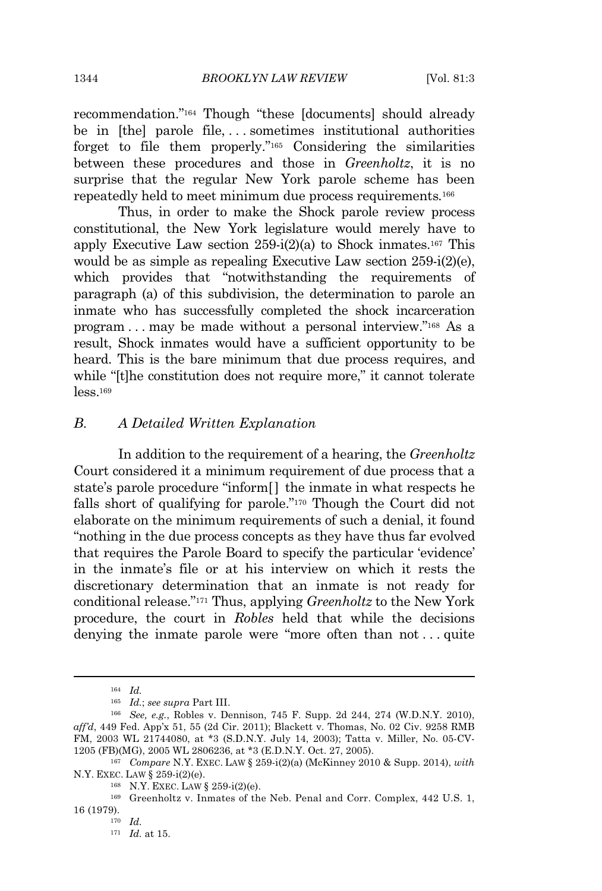recommendation."[164] Though "these [documents] should already be in [the] parole file, . . . sometimes institutional authorities forget to file them properly."[165] Considering the similarities between these procedures and those in *Greenholtz*, it is no surprise that the regular New York parole scheme has been repeatedly held to meet minimum due process requirements.[166]

Thus, in order to make the Shock parole review process constitutional, the New York legislature would merely have to apply Executive Law section 259-i(2)(a) to Shock inmates.[167] This would be as simple as repealing Executive Law section 259-i(2)(e), which provides that "notwithstanding the requirements of paragraph (a) of this subdivision, the determination to parole an inmate who has successfully completed the shock incarceration program . . . may be made without a personal interview."[168] As a result, Shock inmates would have a sufficient opportunity to be heard. This is the bare minimum that due process requires, and while "[t]he constitution does not require more," it cannot tolerate less.[169]

## B. A Detailed Written Explanation

In addition to the requirement of a hearing, the *Greenholtz* Court considered it a minimum requirement of due process that a state's parole procedure "inform[ ] the inmate in what respects he falls short of qualifying for parole."[170] Though the Court did not elaborate on the minimum requirements of such a denial, it found "nothing in the due process concepts as they have thus far evolved that requires the Parole Board to specify the particular 'evidence' in the inmate's file or at his interview on which it rests the discretionary determination that an inmate is not ready for conditional release."[171] Thus, applying *Greenholtz* to the New York procedure, the court in *Robles* held that while the decisions denying the inmate parole were "more often than not . . . quite

---

[164] *Id.*

[165] *Id.*; *see supra* Part III.

[166] *See, e.g.*, Robles v. Dennison, 745 F. Supp. 2d 244, 274 (W.D.N.Y. 2010), *aff'd*, 449 Fed. App'x 51, 55 (2d Cir. 2011); Blackett v. Thomas, No. 02 Civ. 9258 RMB FM, 2003 WL 21744080, at *3 (S.D.N.Y. July 14, 2003); Tatta v. Miller, No. 05-CV-1205 (FB)(MG), 2005 WL 2806236, at *3 (E.D.N.Y. Oct. 27, 2005).

[167] *Compare* N.Y. EXEC. LAW § 259-i(2)(a) (McKinney 2010 & Supp. 2014), *with* N.Y. EXEC. LAW § 259-i(2)(e).

[168] N.Y. EXEC. LAW § 259-i(2)(e).

[169] Greenholtz v. Inmates of the Neb. Penal and Corr. Complex, 442 U.S. 1, 16 (1979).

[170] *Id.*

[171] *Id.* at 15.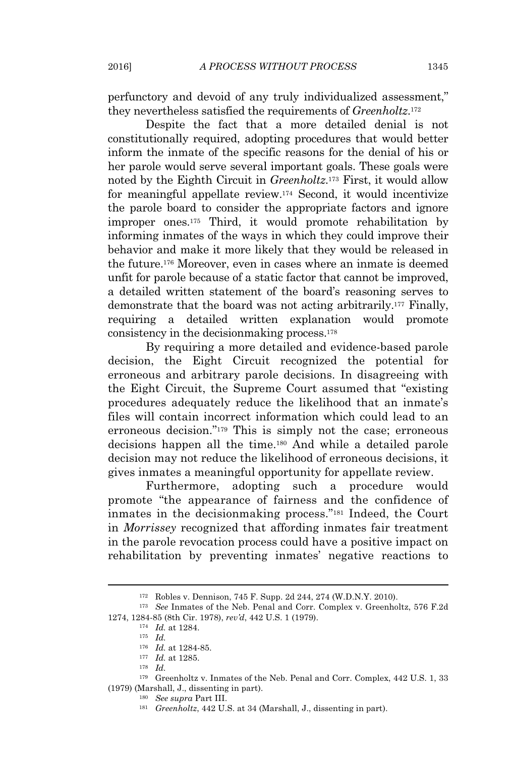perfunctory and devoid of any truly individualized assessment," they nevertheless satisfied the requirements of *Greenholtz*.[172]

Despite the fact that a more detailed denial is not constitutionally required, adopting procedures that would better inform the inmate of the specific reasons for the denial of his or her parole would serve several important goals. These goals were noted by the Eighth Circuit in *Greenholtz*.[173] First, it would allow for meaningful appellate review.[174] Second, it would incentivize the parole board to consider the appropriate factors and ignore improper ones.[175] Third, it would promote rehabilitation by informing inmates of the ways in which they could improve their behavior and make it more likely that they would be released in the future.[176] Moreover, even in cases where an inmate is deemed unfit for parole because of a static factor that cannot be improved, a detailed written statement of the board's reasoning serves to demonstrate that the board was not acting arbitrarily.[177] Finally, requiring a detailed written explanation would promote consistency in the decisionmaking process.[178]

By requiring a more detailed and evidence-based parole decision, the Eight Circuit recognized the potential for erroneous and arbitrary parole decisions. In disagreeing with the Eight Circuit, the Supreme Court assumed that "existing procedures adequately reduce the likelihood that an inmate's files will contain incorrect information which could lead to an erroneous decision."[179] This is simply not the case; erroneous decisions happen all the time.[180] And while a detailed parole decision may not reduce the likelihood of erroneous decisions, it gives inmates a meaningful opportunity for appellate review.

Furthermore, adopting such a procedure would promote "the appearance of fairness and the confidence of inmates in the decisionmaking process."[181] Indeed, the Court in *Morrissey* recognized that affording inmates fair treatment in the parole revocation process could have a positive impact on rehabilitation by preventing inmates' negative reactions to

---

[172] Robles v. Dennison, 745 F. Supp. 2d 244, 274 (W.D.N.Y. 2010).

[173] *See* Inmates of the Neb. Penal and Corr. Complex v. Greenholtz, 576 F.2d 1274, 1284-85 (8th Cir. 1978), *rev'd*, 442 U.S. 1 (1979).

[174] *Id.* at 1284.

[175] *Id.*

[176] *Id.* at 1284-85.

[177] *Id.* at 1285.

[178] *Id.*

[179] Greenholtz v. Inmates of the Neb. Penal and Corr. Complex, 442 U.S. 1, 33 (1979) (Marshall, J., dissenting in part).

[180] *See supra* Part III.

[181] *Greenholtz*, 442 U.S. at 34 (Marshall, J., dissenting in part).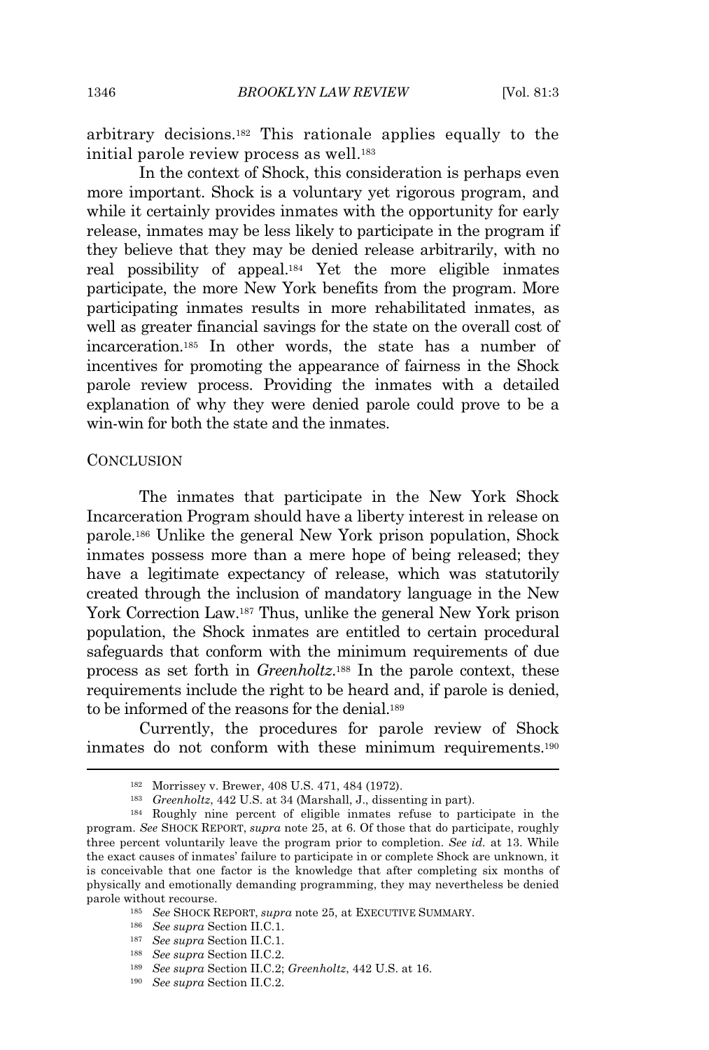arbitrary decisions.[182] This rationale applies equally to the initial parole review process as well.[183]

In the context of Shock, this consideration is perhaps even more important. Shock is a voluntary yet rigorous program, and while it certainly provides inmates with the opportunity for early release, inmates may be less likely to participate in the program if they believe that they may be denied release arbitrarily, with no real possibility of appeal.[184] Yet the more eligible inmates participate, the more New York benefits from the program. More participating inmates results in more rehabilitated inmates, as well as greater financial savings for the state on the overall cost of incarceration.[185] In other words, the state has a number of incentives for promoting the appearance of fairness in the Shock parole review process. Providing the inmates with a detailed explanation of why they were denied parole could prove to be a win-win for both the state and the inmates.

## CONCLUSION

The inmates that participate in the New York Shock Incarceration Program should have a liberty interest in release on parole.[186] Unlike the general New York prison population, Shock inmates possess more than a mere hope of being released; they have a legitimate expectancy of release, which was statutorily created through the inclusion of mandatory language in the New York Correction Law.[187] Thus, unlike the general New York prison population, the Shock inmates are entitled to certain procedural safeguards that conform with the minimum requirements of due process as set forth in *Greenholtz*.[188] In the parole context, these requirements include the right to be heard and, if parole is denied, to be informed of the reasons for the denial.[189]

Currently, the procedures for parole review of Shock inmates do not conform with these minimum requirements.[190]

---

[182] Morrissey v. Brewer, 408 U.S. 471, 484 (1972).

[183] *Greenholtz*, 442 U.S. at 34 (Marshall, J., dissenting in part).

[184] Roughly nine percent of eligible inmates refuse to participate in the program. *See* SHOCK REPORT, *supra* note 25, at 6. Of those that do participate, roughly three percent voluntarily leave the program prior to completion. *See id.* at 13. While the exact causes of inmates' failure to participate in or complete Shock are unknown, it is conceivable that one factor is the knowledge that after completing six months of physically and emotionally demanding programming, they may nevertheless be denied parole without recourse.

[185] *See* SHOCK REPORT, *supra* note 25, at EXECUTIVE SUMMARY.

[186] *See supra* Section II.C.1.

[187] *See supra* Section II.C.1.

[188] *See supra* Section II.C.2.

[189] *See supra* Section II.C.2; *Greenholtz*, 442 U.S. at 16.

[190] *See supra* Section II.C.2.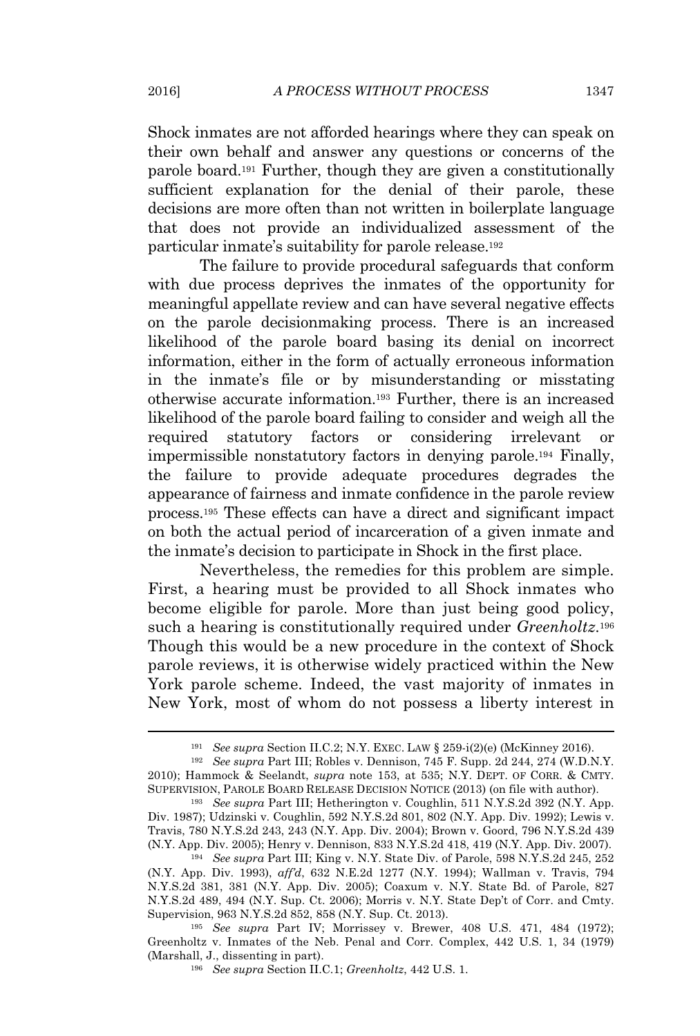Shock inmates are not afforded hearings where they can speak on their own behalf and answer any questions or concerns of the parole board.[191] Further, though they are given a constitutionally sufficient explanation for the denial of their parole, these decisions are more often than not written in boilerplate language that does not provide an individualized assessment of the particular inmate's suitability for parole release.[192]

The failure to provide procedural safeguards that conform with due process deprives the inmates of the opportunity for meaningful appellate review and can have several negative effects on the parole decisionmaking process. There is an increased likelihood of the parole board basing its denial on incorrect information, either in the form of actually erroneous information in the inmate's file or by misunderstanding or misstating otherwise accurate information.[193] Further, there is an increased likelihood of the parole board failing to consider and weigh all the required statutory factors or considering irrelevant or impermissible nonstatutory factors in denying parole.[194] Finally, the failure to provide adequate procedures degrades the appearance of fairness and inmate confidence in the parole review process.[195] These effects can have a direct and significant impact on both the actual period of incarceration of a given inmate and the inmate's decision to participate in Shock in the first place.

Nevertheless, the remedies for this problem are simple. First, a hearing must be provided to all Shock inmates who become eligible for parole. More than just being good policy, such a hearing is constitutionally required under *Greenholtz*.[196] Though this would be a new procedure in the context of Shock parole reviews, it is otherwise widely practiced within the New York parole scheme. Indeed, the vast majority of inmates in New York, most of whom do not possess a liberty interest in

---

[191] *See supra* Section II.C.2; N.Y. EXEC. LAW § 259-i(2)(e) (McKinney 2016).

[192] *See supra* Part III; Robles v. Dennison, 745 F. Supp. 2d 244, 274 (W.D.N.Y. 2010); Hammock & Seelandt, *supra* note 153, at 535; N.Y. DEPT. OF CORR. & CMTY. SUPERVISION, PAROLE BOARD RELEASE DECISION NOTICE (2013) (on file with author).

[193] *See supra* Part III; Hetherington v. Coughlin, 511 N.Y.S.2d 392 (N.Y. App. Div. 1987); Udzinski v. Coughlin, 592 N.Y.S.2d 801, 802 (N.Y. App. Div. 1992); Lewis v. Travis, 780 N.Y.S.2d 243, 243 (N.Y. App. Div. 2004); Brown v. Goord, 796 N.Y.S.2d 439 (N.Y. App. Div. 2005); Henry v. Dennison, 833 N.Y.S.2d 418, 419 (N.Y. App. Div. 2007).

[194] *See supra* Part III; King v. N.Y. State Div. of Parole, 598 N.Y.S.2d 245, 252 (N.Y. App. Div. 1993), *aff'd*, 632 N.E.2d 1277 (N.Y. 1994); Wallman v. Travis, 794 N.Y.S.2d 381, 381 (N.Y. App. Div. 2005); Coaxum v. N.Y. State Bd. of Parole, 827 N.Y.S.2d 489, 494 (N.Y. Sup. Ct. 2006); Morris v. N.Y. State Dep't of Corr. and Cmty. Supervision, 963 N.Y.S.2d 852, 858 (N.Y. Sup. Ct. 2013).

[195] *See supra* Part IV; Morrissey v. Brewer, 408 U.S. 471, 484 (1972); Greenholtz v. Inmates of the Neb. Penal and Corr. Complex, 442 U.S. 1, 34 (1979) (Marshall, J., dissenting in part).

[196] *See supra* Section II.C.1; *Greenholtz*, 442 U.S. 1.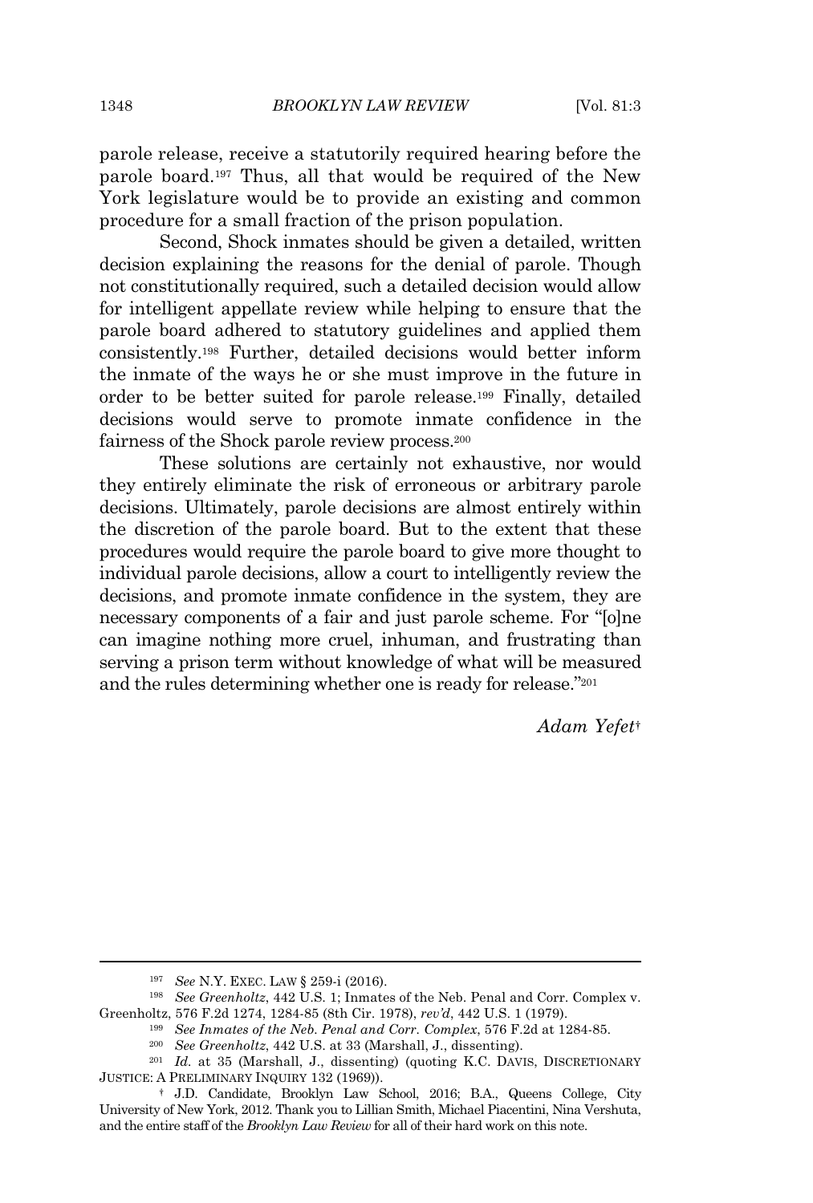parole release, receive a statutorily required hearing before the parole board.[197] Thus, all that would be required of the New York legislature would be to provide an existing and common procedure for a small fraction of the prison population.

Second, Shock inmates should be given a detailed, written decision explaining the reasons for the denial of parole. Though not constitutionally required, such a detailed decision would allow for intelligent appellate review while helping to ensure that the parole board adhered to statutory guidelines and applied them consistently.[198] Further, detailed decisions would better inform the inmate of the ways he or she must improve in the future in order to be better suited for parole release.[199] Finally, detailed decisions would serve to promote inmate confidence in the fairness of the Shock parole review process.[200]

These solutions are certainly not exhaustive, nor would they entirely eliminate the risk of erroneous or arbitrary parole decisions. Ultimately, parole decisions are almost entirely within the discretion of the parole board. But to the extent that these procedures would require the parole board to give more thought to individual parole decisions, allow a court to intelligently review the decisions, and promote inmate confidence in the system, they are necessary components of a fair and just parole scheme. For "[o]ne can imagine nothing more cruel, inhuman, and frustrating than serving a prison term without knowledge of what will be measured and the rules determining whether one is ready for release."[201]

*Adam Yefet*[†]

---

[197] *See* N.Y. EXEC. LAW § 259-i (2016).

[198] *See Greenholtz*, 442 U.S. 1; Inmates of the Neb. Penal and Corr. Complex v. Greenholtz, 576 F.2d 1274, 1284-85 (8th Cir. 1978), *rev'd*, 442 U.S. 1 (1979).

[199] *See Inmates of the Neb. Penal and Corr. Complex*, 576 F.2d at 1284-85.

[200] *See Greenholtz*, 442 U.S. at 33 (Marshall, J., dissenting).

[201] *Id.* at 35 (Marshall, J., dissenting) (quoting K.C. DAVIS, DISCRETIONARY JUSTICE: A PRELIMINARY INQUIRY 132 (1969)).

[†] J.D. Candidate, Brooklyn Law School, 2016; B.A., Queens College, City University of New York, 2012. Thank you to Lillian Smith, Michael Piacentini, Nina Vershuta, and the entire staff of the *Brooklyn Law Review* for all of their hard work on this note.